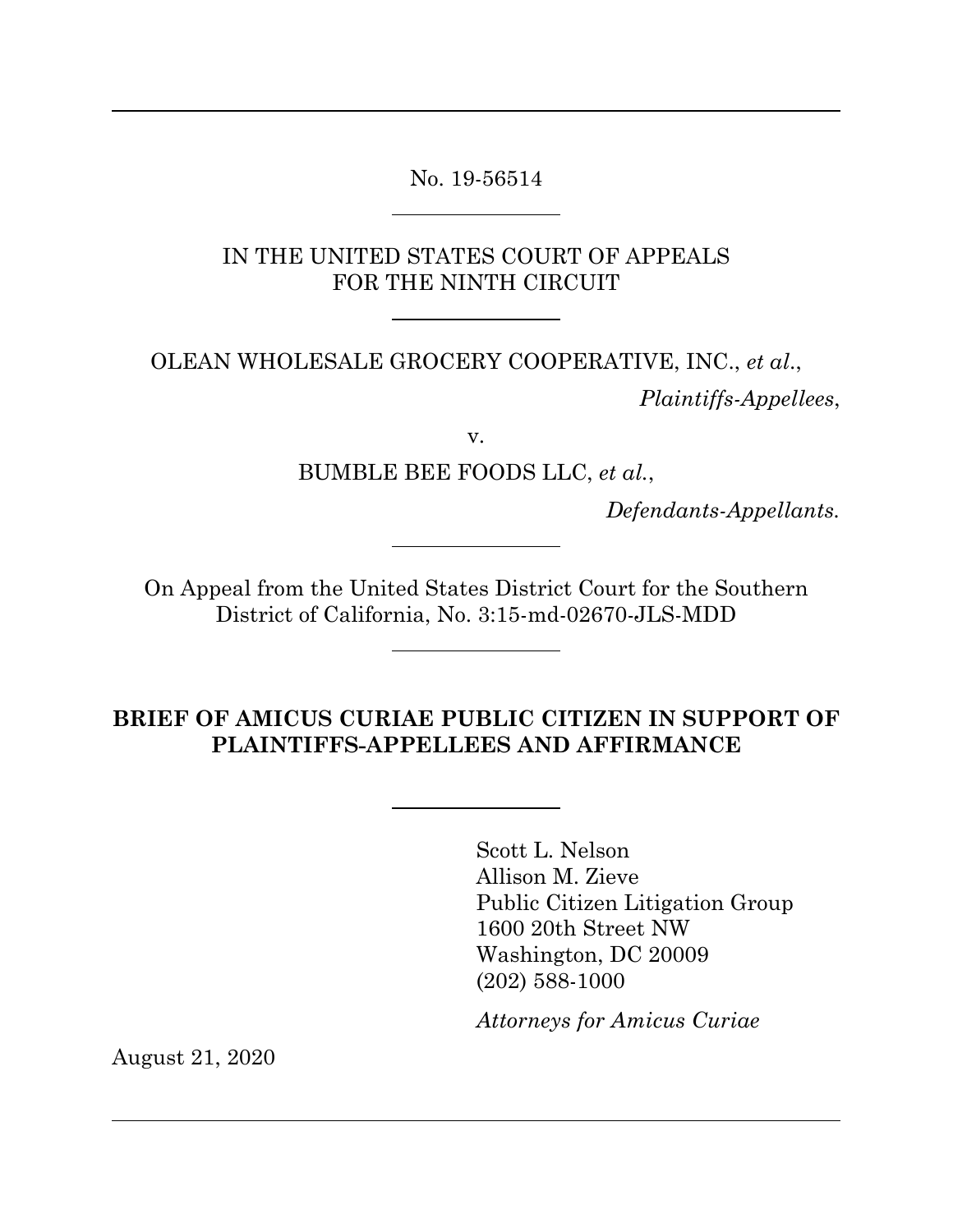No. 19-56514

IN THE UNITED STATES COURT OF APPEALS
FOR THE NINTH CIRCUIT

OLEAN WHOLESALE GROCERY COOPERATIVE, INC., *et al*.,

*Plaintiffs-Appellees*,

v.

BUMBLE BEE FOODS LLC, *et al*.,

*Defendants-Appellants.*

On Appeal from the United States District Court for the Southern District of California, No. 3:15-md-02670-JLS-MDD

**BRIEF OF AMICUS CURIAE PUBLIC CITIZEN IN SUPPORT OF PLAINTIFFS-APPELLEES AND AFFIRMANCE**

Scott L. Nelson
Allison M. Zieve
Public Citizen Litigation Group
1600 20th Street NW
Washington, DC 20009
(202) 588-1000

*Attorneys for Amicus Curiae*

August 21, 2020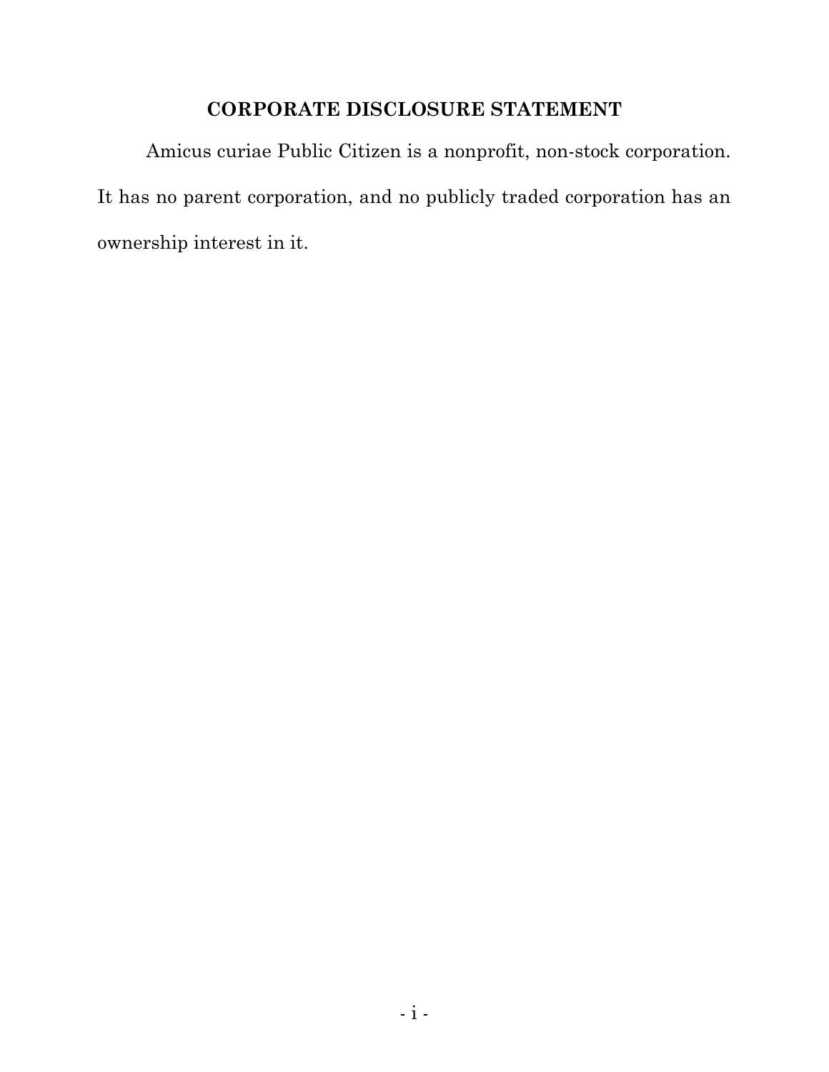## CORPORATE DISCLOSURE STATEMENT

Amicus curiae Public Citizen is a nonprofit, non-stock corporation. It has no parent corporation, and no publicly traded corporation has an ownership interest in it.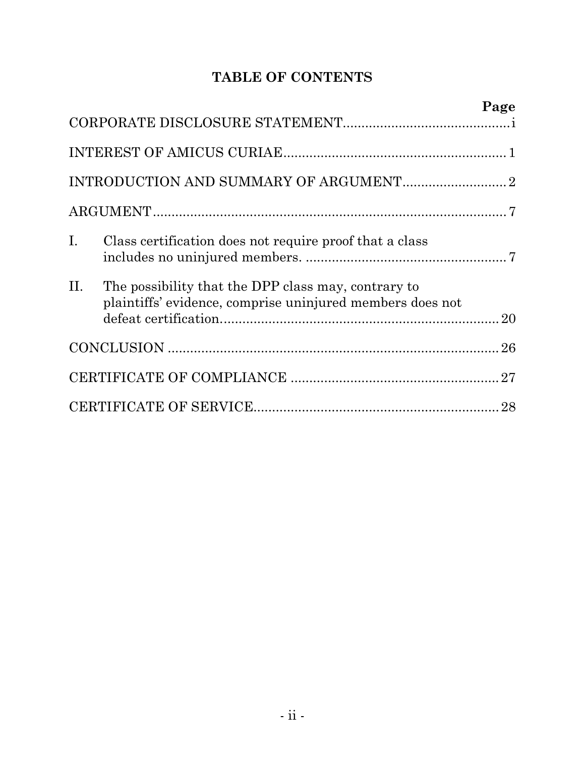# TABLE OF CONTENTS

| | Page |
|---|---|
| CORPORATE DISCLOSURE STATEMENT | i |
| INTEREST OF AMICUS CURIAE | 1 |
| INTRODUCTION AND SUMMARY OF ARGUMENT | 2 |
| ARGUMENT | 7 |
| I. Class certification does not require proof that a class includes no uninjured members. | 7 |
| II. The possibility that the DPP class may, contrary to plaintiffs' evidence, comprise uninjured members does not defeat certification. | 20 |
| CONCLUSION | 26 |
| CERTIFICATE OF COMPLIANCE | 27 |
| CERTIFICATE OF SERVICE | 28 |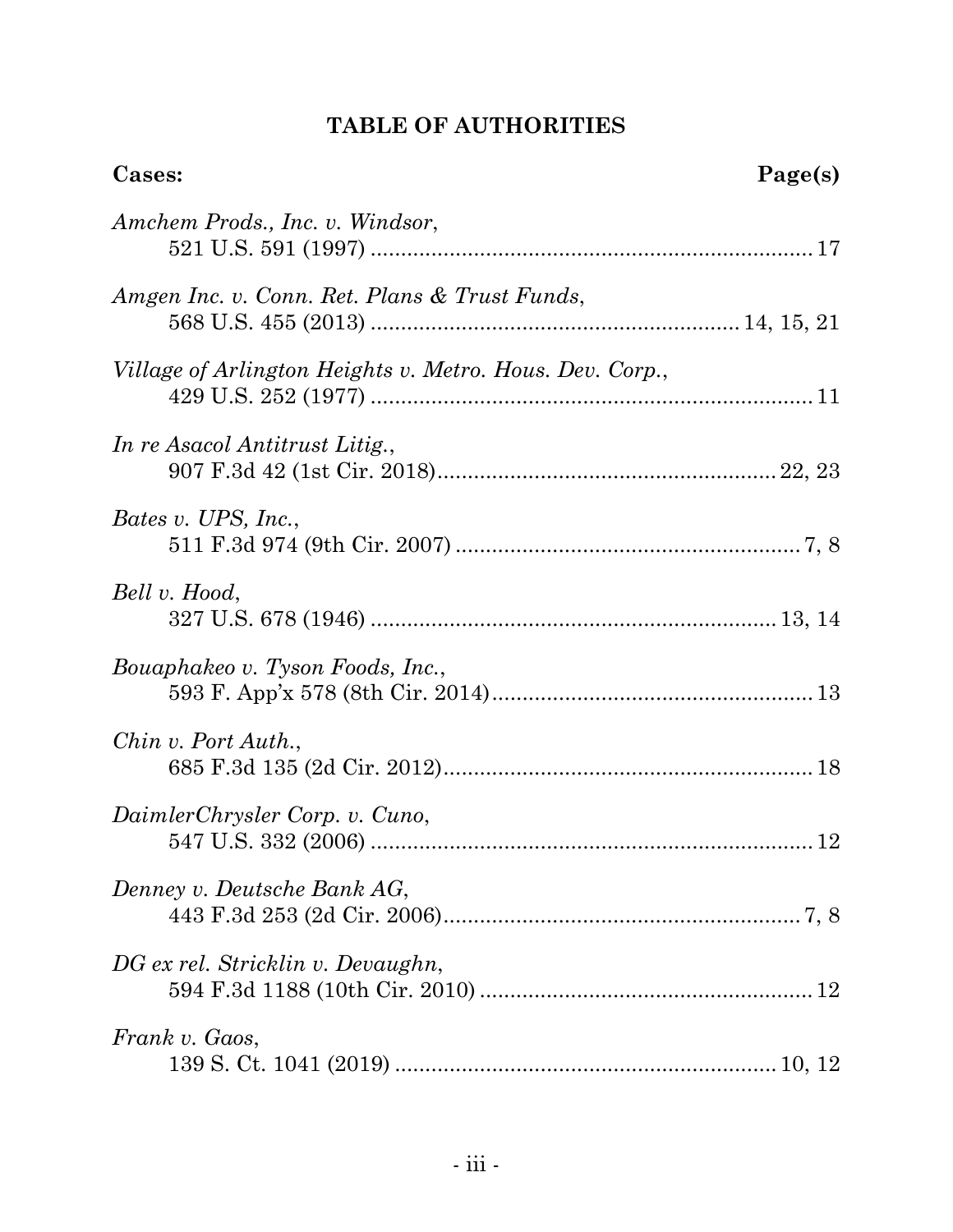## TABLE OF AUTHORITIES

**Cases:** **Page(s)**

*Amchem Prods., Inc. v. Windsor*,
521 U.S. 591 (1997) ........................................................................ 17

*Amgen Inc. v. Conn. Ret. Plans & Trust Funds*,
568 U.S. 455 (2013) ........................................................... 14, 15, 21

*Village of Arlington Heights v. Metro. Hous. Dev. Corp.*,
429 U.S. 252 (1977) ........................................................................ 11

*In re Asacol Antitrust Litig.*,
907 F.3d 42 (1st Cir. 2018)....................................................... 22, 23

*Bates v. UPS, Inc.*,
511 F.3d 974 (9th Cir. 2007) ......................................................... 7, 8

*Bell v. Hood*,
327 U.S. 678 (1946) ................................................................... 13, 14

*Bouaphakeo v. Tyson Foods, Inc.*,
593 F. App'x 578 (8th Cir. 2014).................................................... 13

*Chin v. Port Auth.*,
685 F.3d 135 (2d Cir. 2012)............................................................ 18

*DaimlerChrysler Corp. v. Cuno*,
547 U.S. 332 (2006) ........................................................................ 12

*Denney v. Deutsche Bank AG*,
443 F.3d 253 (2d Cir. 2006)........................................................... 7, 8

*DG ex rel. Stricklin v. Devaughn*,
594 F.3d 1188 (10th Cir. 2010) ...................................................... 12

*Frank v. Gaos*,
139 S. Ct. 1041 (2019) ............................................................... 10, 12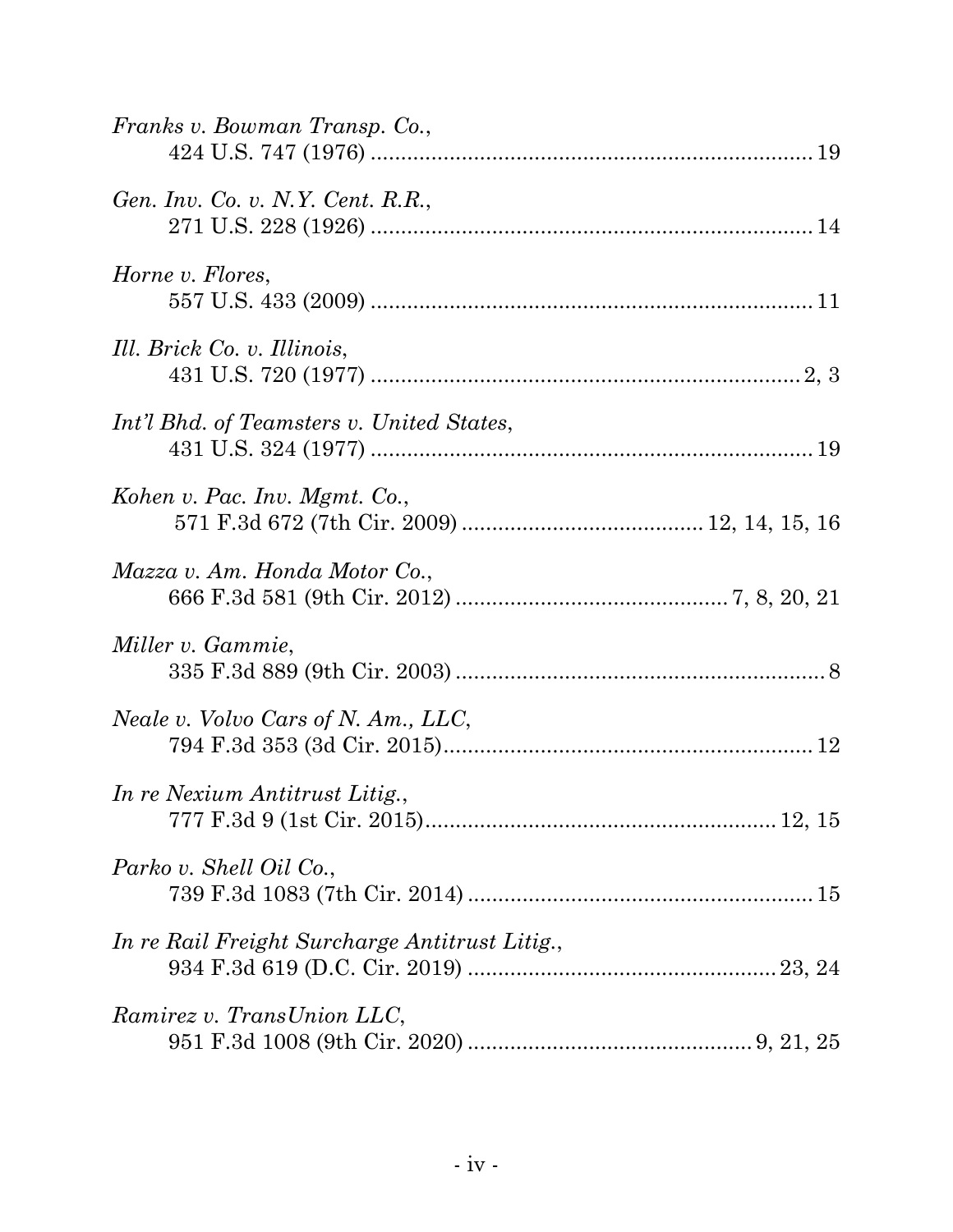*Franks v. Bowman Transp. Co.*,
424 U.S. 747 (1976) .......................................................................... 19

*Gen. Inv. Co. v. N.Y. Cent. R.R.*,
271 U.S. 228 (1926) .......................................................................... 14

*Horne v. Flores*,
557 U.S. 433 (2009) .......................................................................... 11

*Ill. Brick Co. v. Illinois*,
431 U.S. 720 (1977) .......................................................................... 2, 3

*Int'l Bhd. of Teamsters v. United States*,
431 U.S. 324 (1977) .......................................................................... 19

*Kohen v. Pac. Inv. Mgmt. Co.*,
571 F.3d 672 (7th Cir. 2009) ........................................ 12, 14, 15, 16

*Mazza v. Am. Honda Motor Co.*,
666 F.3d 581 (9th Cir. 2012) ............................................ 7, 8, 20, 21

*Miller v. Gammie*,
335 F.3d 889 (9th Cir. 2003) ............................................................. 8

*Neale v. Volvo Cars of N. Am., LLC*,
794 F.3d 353 (3d Cir. 2015).............................................................. 12

*In re Nexium Antitrust Litig.*,
777 F.3d 9 (1st Cir. 2015)........................................................... 12, 15

*Parko v. Shell Oil Co.*,
739 F.3d 1083 (7th Cir. 2014) .......................................................... 15

*In re Rail Freight Surcharge Antitrust Litig.*,
934 F.3d 619 (D.C. Cir. 2019) .................................................... 23, 24

*Ramirez v. TransUnion LLC*,
951 F.3d 1008 (9th Cir. 2020) ................................................ 9, 21, 25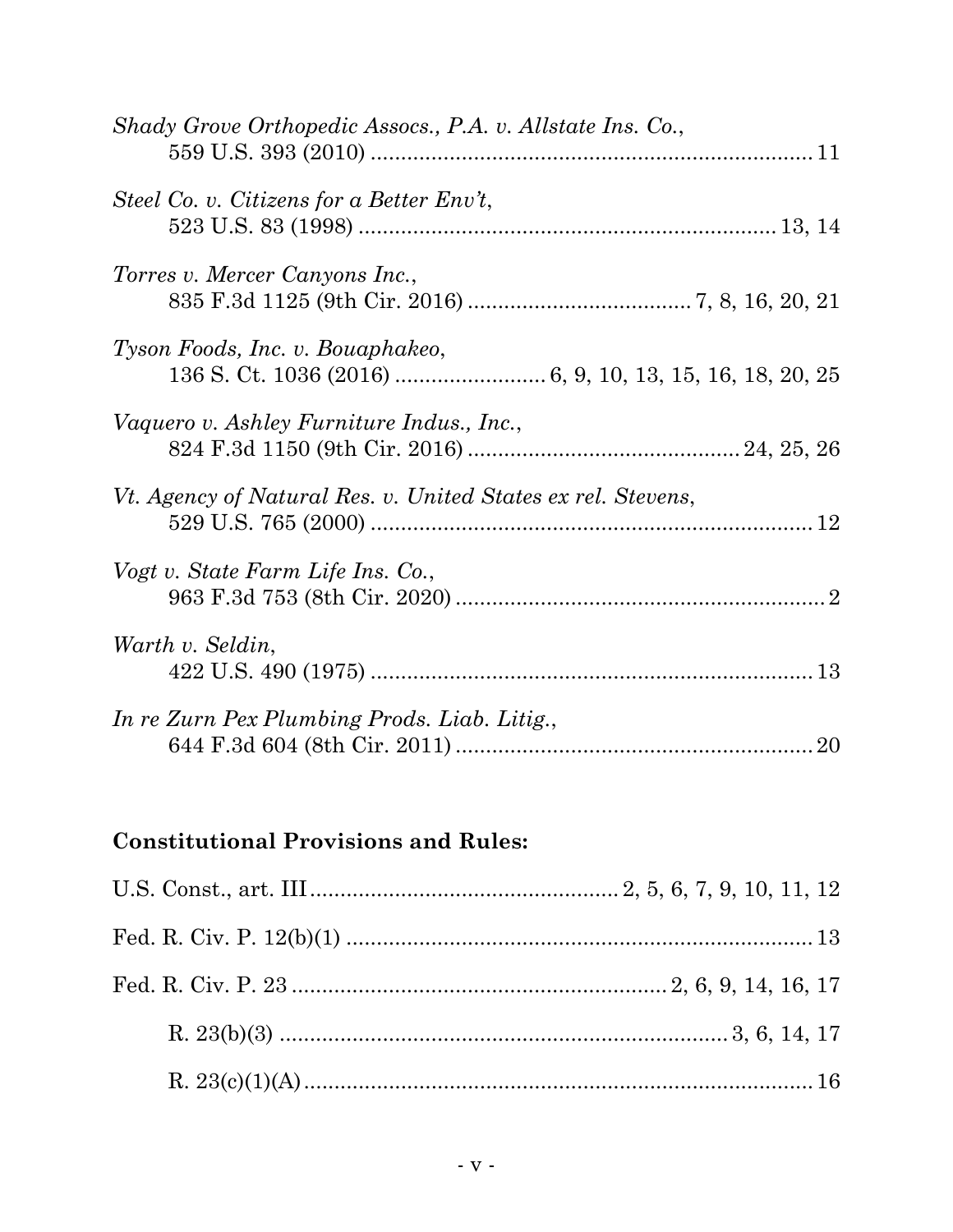*Shady Grove Orthopedic Assocs., P.A. v. Allstate Ins. Co.*,
559 U.S. 393 (2010) ........................................................................ 11

*Steel Co. v. Citizens for a Better Env't*,
523 U.S. 83 (1998) .................................................................... 13, 14

*Torres v. Mercer Canyons Inc.*,
835 F.3d 1125 (9th Cir. 2016) ..................................... 7, 8, 16, 20, 21

*Tyson Foods, Inc. v. Bouaphakeo*,
136 S. Ct. 1036 (2016) ......................... 6, 9, 10, 13, 15, 16, 18, 20, 25

*Vaquero v. Ashley Furniture Indus., Inc.*,
824 F.3d 1150 (9th Cir. 2016) ............................................ 24, 25, 26

*Vt. Agency of Natural Res. v. United States ex rel. Stevens*,
529 U.S. 765 (2000) ........................................................................ 12

*Vogt v. State Farm Life Ins. Co.*,
963 F.3d 753 (8th Cir. 2020) ............................................................ 2

*Warth v. Seldin*,
422 U.S. 490 (1975) ........................................................................ 13

*In re Zurn Pex Plumbing Prods. Liab. Litig.*,
644 F.3d 604 (8th Cir. 2011) .......................................................... 20

**Constitutional Provisions and Rules:**

U.S. Const., art. III .................................................. 2, 5, 6, 7, 9, 10, 11, 12

Fed. R. Civ. P. 12(b)(1) ............................................................................ 13

Fed. R. Civ. P. 23 ............................................................ 2, 6, 9, 14, 16, 17

R. 23(b)(3) .......................................................................... 3, 6, 14, 17

R. 23(c)(1)(A) .................................................................................... 16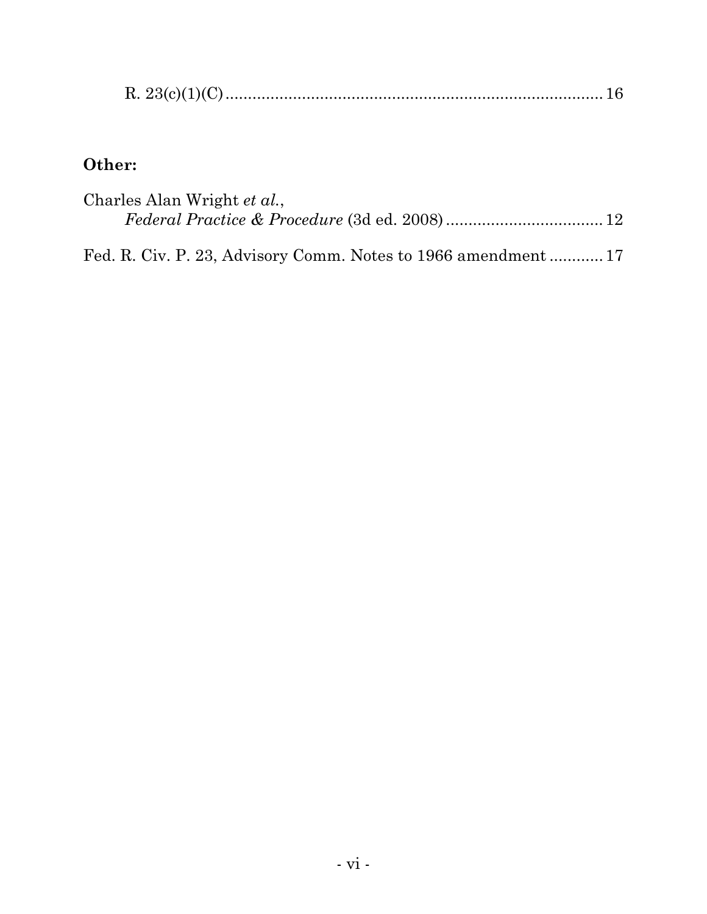R. 23(c)(1)(C) .................................................................................... 16

**Other:**

Charles Alan Wright *et al.*,
*Federal Practice & Procedure* (3d ed. 2008) .................................. 12

Fed. R. Civ. P. 23, Advisory Comm. Notes to 1966 amendment ........... 17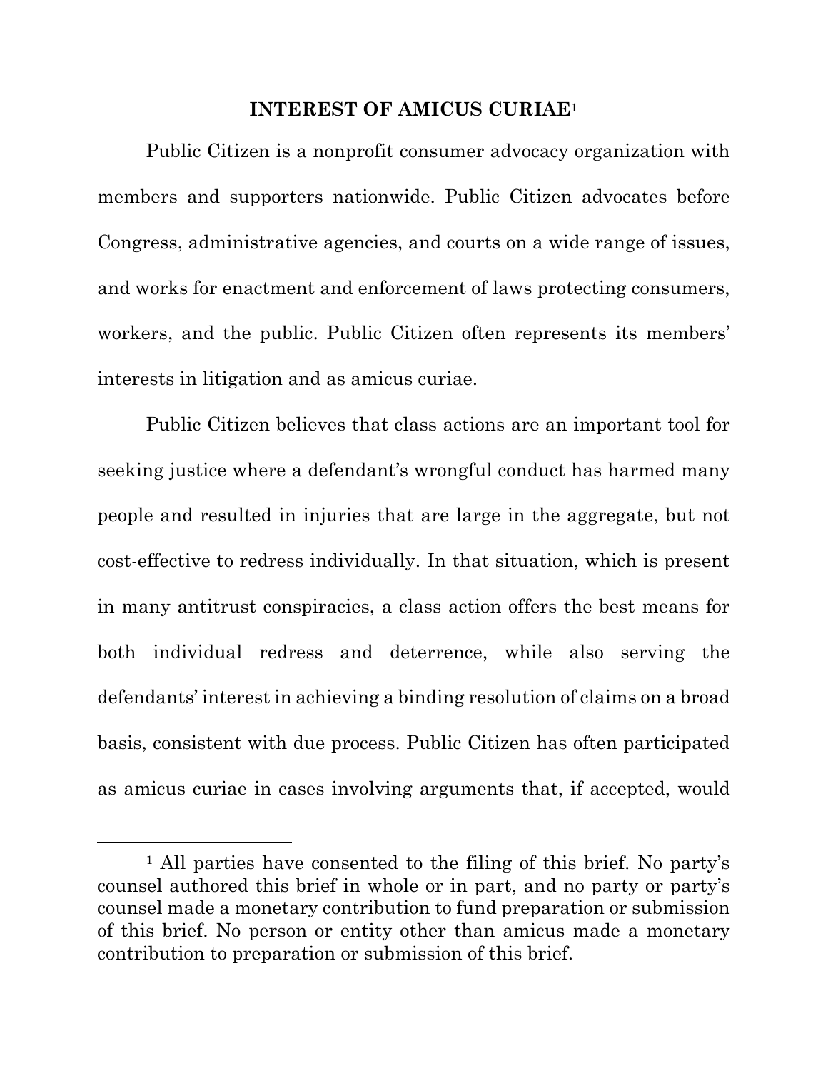## INTEREST OF AMICUS CURIAE[1]

Public Citizen is a nonprofit consumer advocacy organization with members and supporters nationwide. Public Citizen advocates before Congress, administrative agencies, and courts on a wide range of issues, and works for enactment and enforcement of laws protecting consumers, workers, and the public. Public Citizen often represents its members' interests in litigation and as amicus curiae.

Public Citizen believes that class actions are an important tool for seeking justice where a defendant's wrongful conduct has harmed many people and resulted in injuries that are large in the aggregate, but not cost-effective to redress individually. In that situation, which is present in many antitrust conspiracies, a class action offers the best means for both individual redress and deterrence, while also serving the defendants' interest in achieving a binding resolution of claims on a broad basis, consistent with due process. Public Citizen has often participated as amicus curiae in cases involving arguments that, if accepted, would

---

[1] All parties have consented to the filing of this brief. No party's counsel authored this brief in whole or in part, and no party or party's counsel made a monetary contribution to fund preparation or submission of this brief. No person or entity other than amicus made a monetary contribution to preparation or submission of this brief.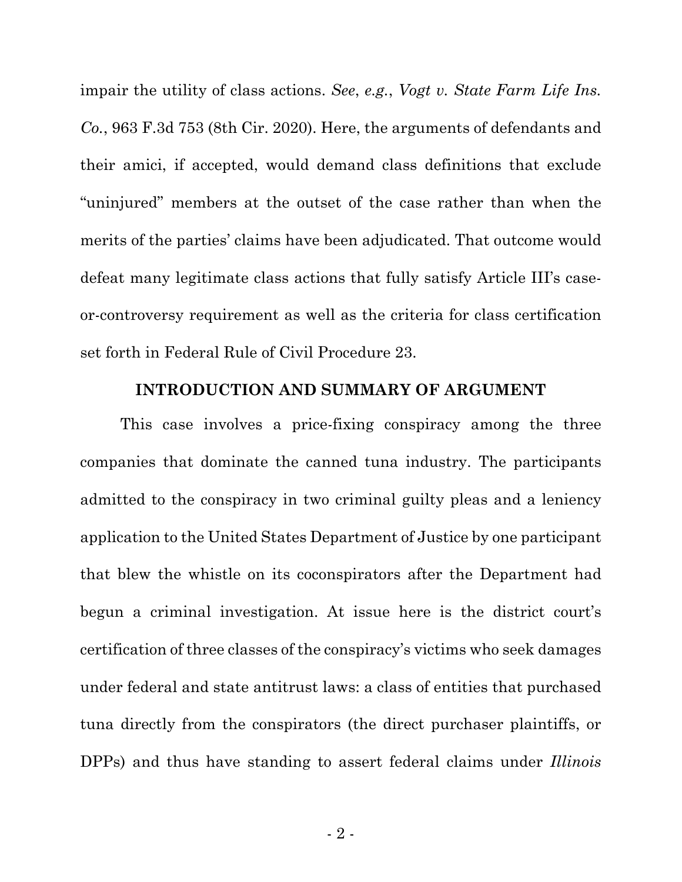impair the utility of class actions. *See*, *e.g.*, *Vogt v. State Farm Life Ins. Co.*, 963 F.3d 753 (8th Cir. 2020). Here, the arguments of defendants and their amici, if accepted, would demand class definitions that exclude "uninjured" members at the outset of the case rather than when the merits of the parties' claims have been adjudicated. That outcome would defeat many legitimate class actions that fully satisfy Article III's case-or-controversy requirement as well as the criteria for class certification set forth in Federal Rule of Civil Procedure 23.

## INTRODUCTION AND SUMMARY OF ARGUMENT

This case involves a price-fixing conspiracy among the three companies that dominate the canned tuna industry. The participants admitted to the conspiracy in two criminal guilty pleas and a leniency application to the United States Department of Justice by one participant that blew the whistle on its coconspirators after the Department had begun a criminal investigation. At issue here is the district court's certification of three classes of the conspiracy's victims who seek damages under federal and state antitrust laws: a class of entities that purchased tuna directly from the conspirators (the direct purchaser plaintiffs, or DPPs) and thus have standing to assert federal claims under *Illinois*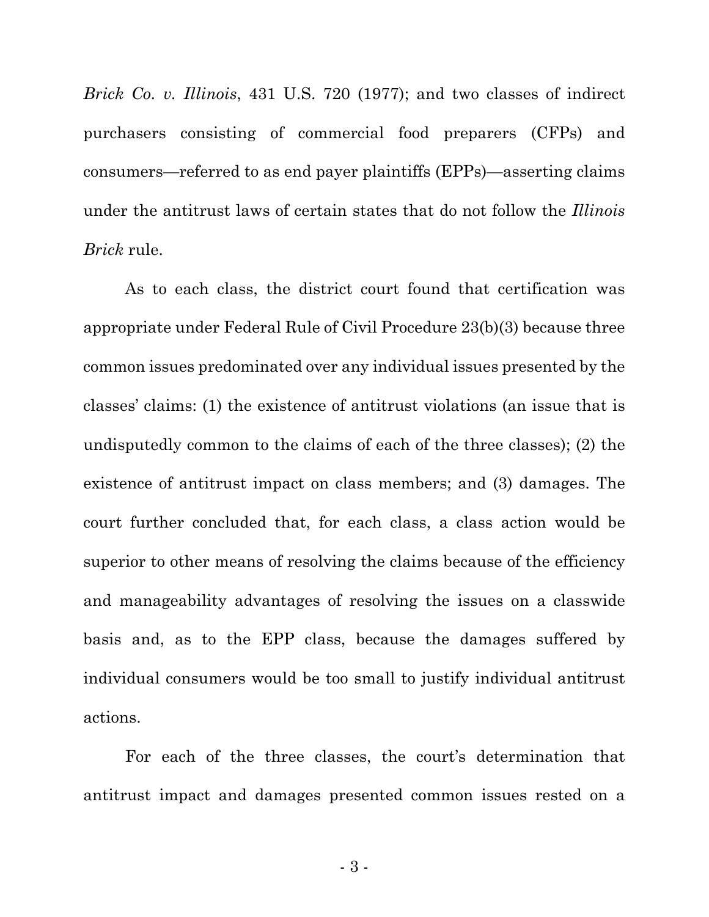*Brick Co. v. Illinois*, 431 U.S. 720 (1977); and two classes of indirect purchasers consisting of commercial food preparers (CFPs) and consumers—referred to as end payer plaintiffs (EPPs)—asserting claims under the antitrust laws of certain states that do not follow the *Illinois Brick* rule.

As to each class, the district court found that certification was appropriate under Federal Rule of Civil Procedure 23(b)(3) because three common issues predominated over any individual issues presented by the classes' claims: (1) the existence of antitrust violations (an issue that is undisputedly common to the claims of each of the three classes); (2) the existence of antitrust impact on class members; and (3) damages. The court further concluded that, for each class, a class action would be superior to other means of resolving the claims because of the efficiency and manageability advantages of resolving the issues on a classwide basis and, as to the EPP class, because the damages suffered by individual consumers would be too small to justify individual antitrust actions.

For each of the three classes, the court's determination that antitrust impact and damages presented common issues rested on a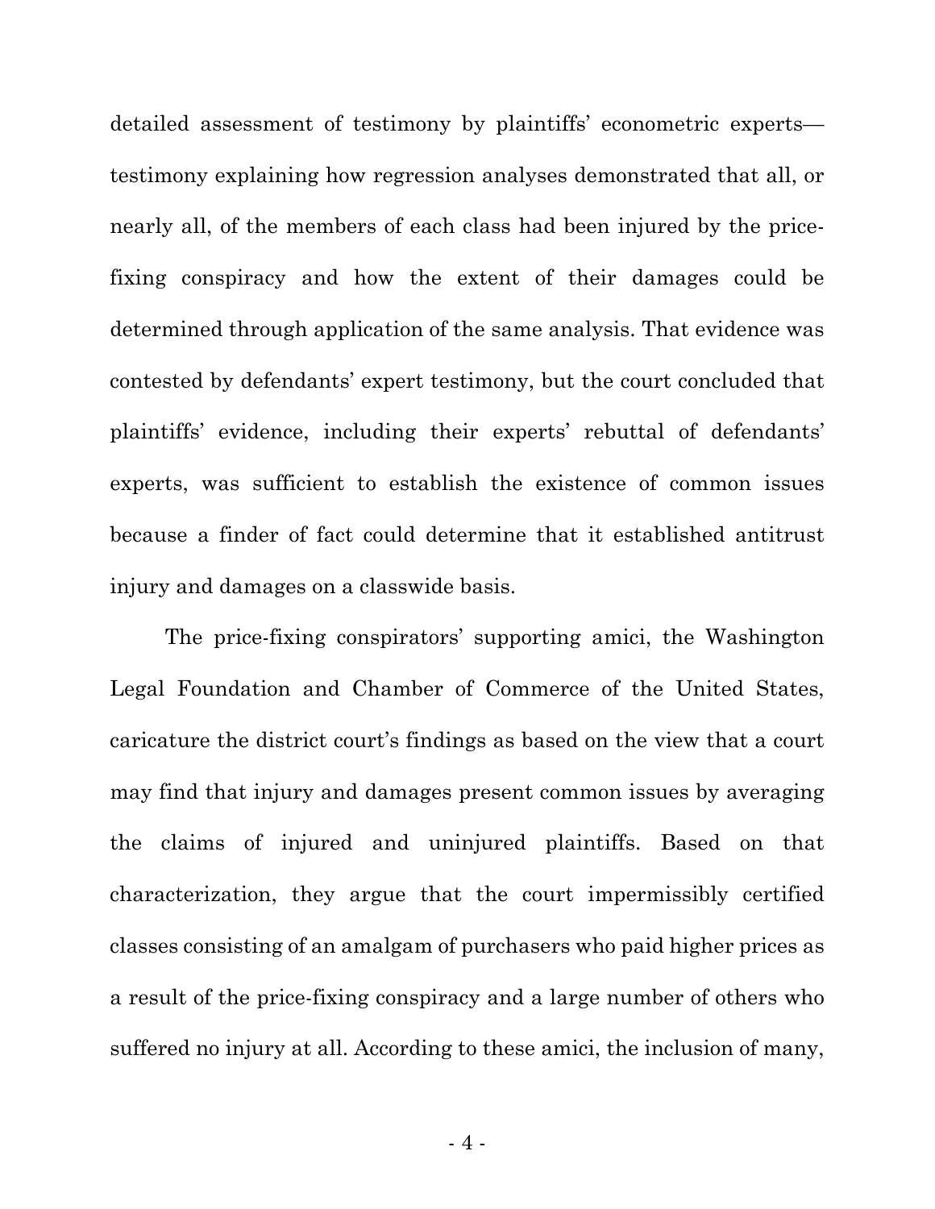detailed assessment of testimony by plaintiffs' econometric experts—testimony explaining how regression analyses demonstrated that all, or nearly all, of the members of each class had been injured by the price-fixing conspiracy and how the extent of their damages could be determined through application of the same analysis. That evidence was contested by defendants' expert testimony, but the court concluded that plaintiffs' evidence, including their experts' rebuttal of defendants' experts, was sufficient to establish the existence of common issues because a finder of fact could determine that it established antitrust injury and damages on a classwide basis.

The price-fixing conspirators' supporting amici, the Washington Legal Foundation and Chamber of Commerce of the United States, caricature the district court's findings as based on the view that a court may find that injury and damages present common issues by averaging the claims of injured and uninjured plaintiffs. Based on that characterization, they argue that the court impermissibly certified classes consisting of an amalgam of purchasers who paid higher prices as a result of the price-fixing conspiracy and a large number of others who suffered no injury at all. According to these amici, the inclusion of many,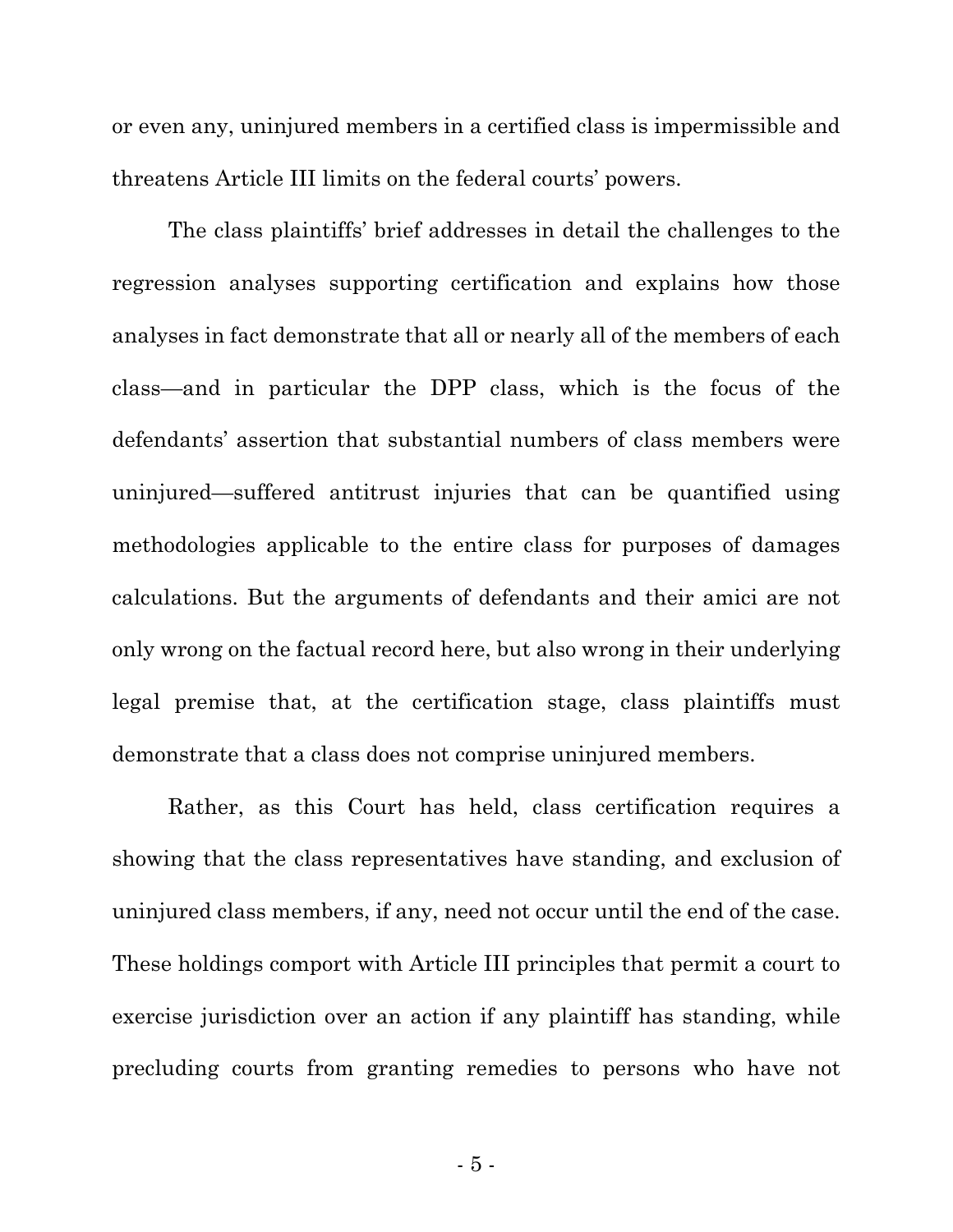or even any, uninjured members in a certified class is impermissible and threatens Article III limits on the federal courts' powers.

The class plaintiffs' brief addresses in detail the challenges to the regression analyses supporting certification and explains how those analyses in fact demonstrate that all or nearly all of the members of each class—and in particular the DPP class, which is the focus of the defendants' assertion that substantial numbers of class members were uninjured—suffered antitrust injuries that can be quantified using methodologies applicable to the entire class for purposes of damages calculations. But the arguments of defendants and their amici are not only wrong on the factual record here, but also wrong in their underlying legal premise that, at the certification stage, class plaintiffs must demonstrate that a class does not comprise uninjured members.

Rather, as this Court has held, class certification requires a showing that the class representatives have standing, and exclusion of uninjured class members, if any, need not occur until the end of the case. These holdings comport with Article III principles that permit a court to exercise jurisdiction over an action if any plaintiff has standing, while precluding courts from granting remedies to persons who have not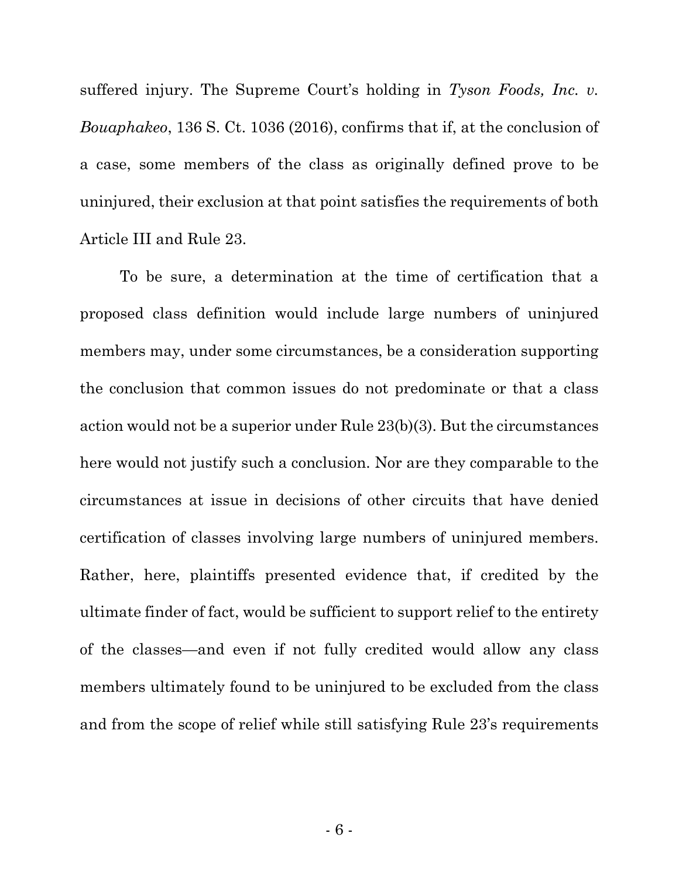suffered injury. The Supreme Court's holding in *Tyson Foods, Inc. v. Bouaphakeo*, 136 S. Ct. 1036 (2016), confirms that if, at the conclusion of a case, some members of the class as originally defined prove to be uninjured, their exclusion at that point satisfies the requirements of both Article III and Rule 23.

To be sure, a determination at the time of certification that a proposed class definition would include large numbers of uninjured members may, under some circumstances, be a consideration supporting the conclusion that common issues do not predominate or that a class action would not be a superior under Rule 23(b)(3). But the circumstances here would not justify such a conclusion. Nor are they comparable to the circumstances at issue in decisions of other circuits that have denied certification of classes involving large numbers of uninjured members. Rather, here, plaintiffs presented evidence that, if credited by the ultimate finder of fact, would be sufficient to support relief to the entirety of the classes—and even if not fully credited would allow any class members ultimately found to be uninjured to be excluded from the class and from the scope of relief while still satisfying Rule 23's requirements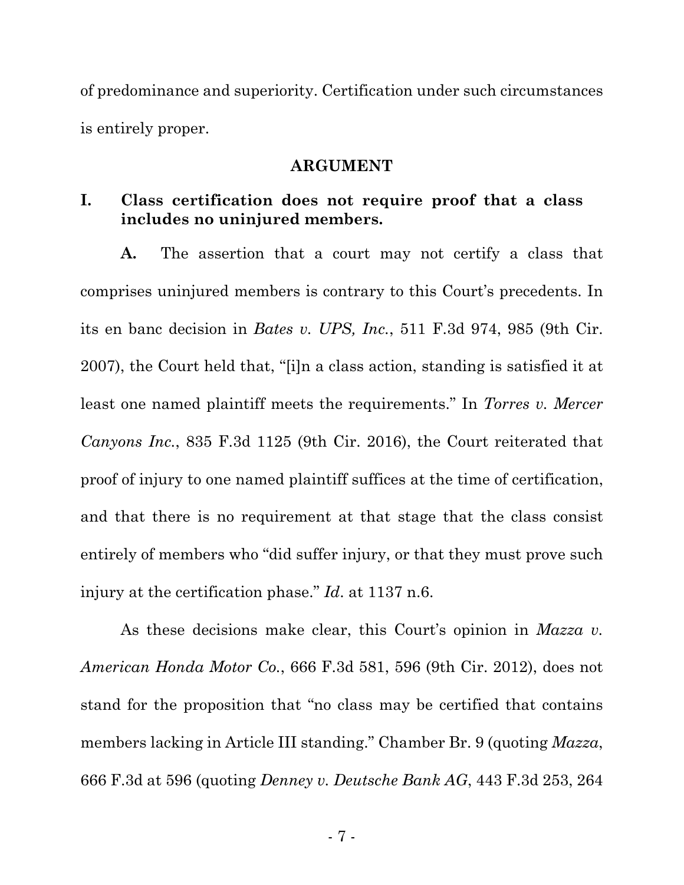of predominance and superiority. Certification under such circumstances is entirely proper.

## ARGUMENT

### I. Class certification does not require proof that a class includes no uninjured members.

**A.** The assertion that a court may not certify a class that comprises uninjured members is contrary to this Court's precedents. In its en banc decision in *Bates v. UPS, Inc.*, 511 F.3d 974, 985 (9th Cir. 2007), the Court held that, "[i]n a class action, standing is satisfied it at least one named plaintiff meets the requirements." In *Torres v. Mercer Canyons Inc.*, 835 F.3d 1125 (9th Cir. 2016), the Court reiterated that proof of injury to one named plaintiff suffices at the time of certification, and that there is no requirement at that stage that the class consist entirely of members who "did suffer injury, or that they must prove such injury at the certification phase." *Id*. at 1137 n.6.

As these decisions make clear, this Court's opinion in *Mazza v. American Honda Motor Co.*, 666 F.3d 581, 596 (9th Cir. 2012), does not stand for the proposition that "no class may be certified that contains members lacking in Article III standing." Chamber Br. 9 (quoting *Mazza*, 666 F.3d at 596 (quoting *Denney v. Deutsche Bank AG*, 443 F.3d 253, 264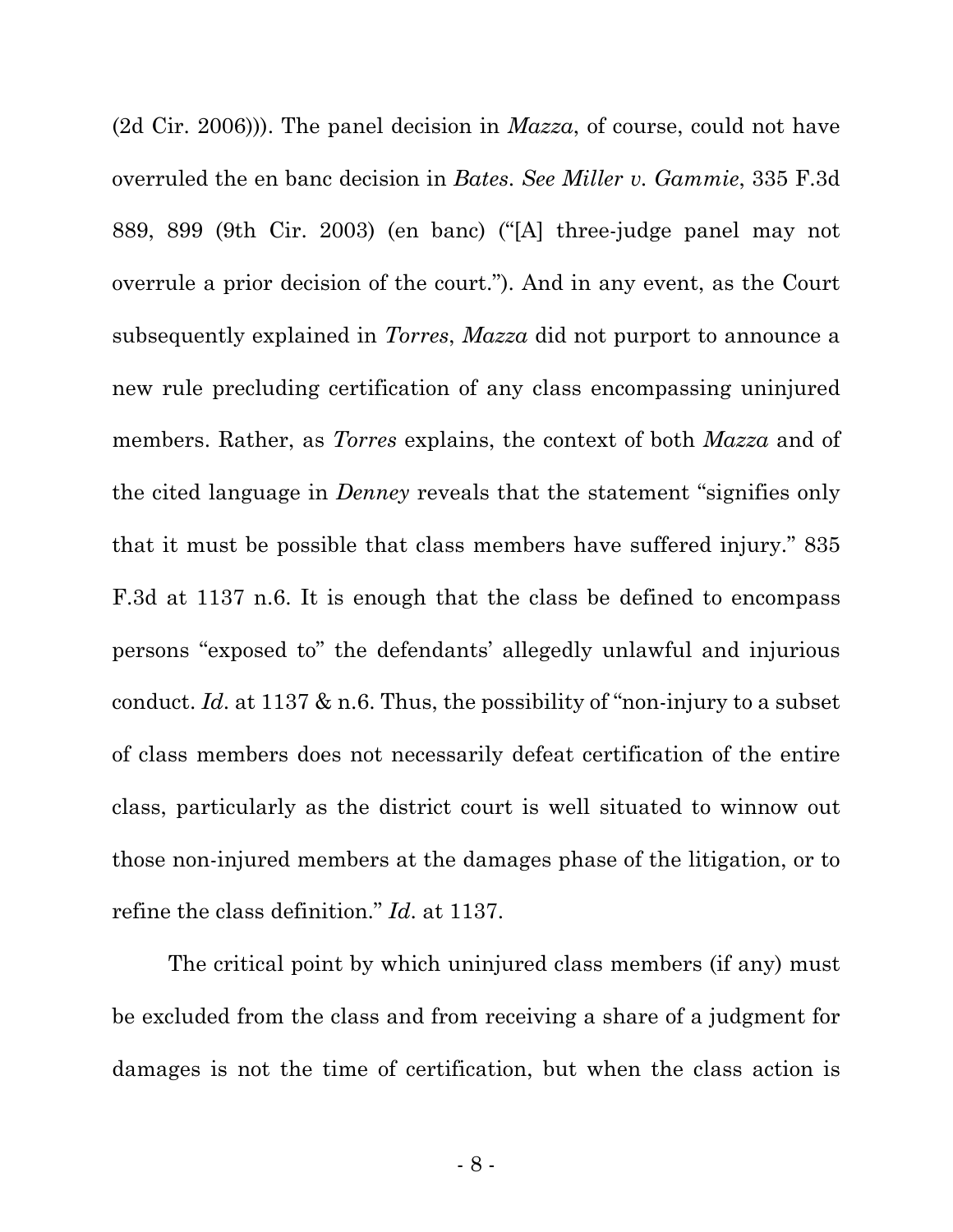(2d Cir. 2006))). The panel decision in *Mazza*, of course, could not have overruled the en banc decision in *Bates*. *See Miller v. Gammie*, 335 F.3d 889, 899 (9th Cir. 2003) (en banc) ("[A] three-judge panel may not overrule a prior decision of the court."). And in any event, as the Court subsequently explained in *Torres*, *Mazza* did not purport to announce a new rule precluding certification of any class encompassing uninjured members. Rather, as *Torres* explains, the context of both *Mazza* and of the cited language in *Denney* reveals that the statement "signifies only that it must be possible that class members have suffered injury." 835 F.3d at 1137 n.6. It is enough that the class be defined to encompass persons "exposed to" the defendants' allegedly unlawful and injurious conduct. *Id*. at 1137 & n.6. Thus, the possibility of "non-injury to a subset of class members does not necessarily defeat certification of the entire class, particularly as the district court is well situated to winnow out those non-injured members at the damages phase of the litigation, or to refine the class definition." *Id*. at 1137.

The critical point by which uninjured class members (if any) must be excluded from the class and from receiving a share of a judgment for damages is not the time of certification, but when the class action is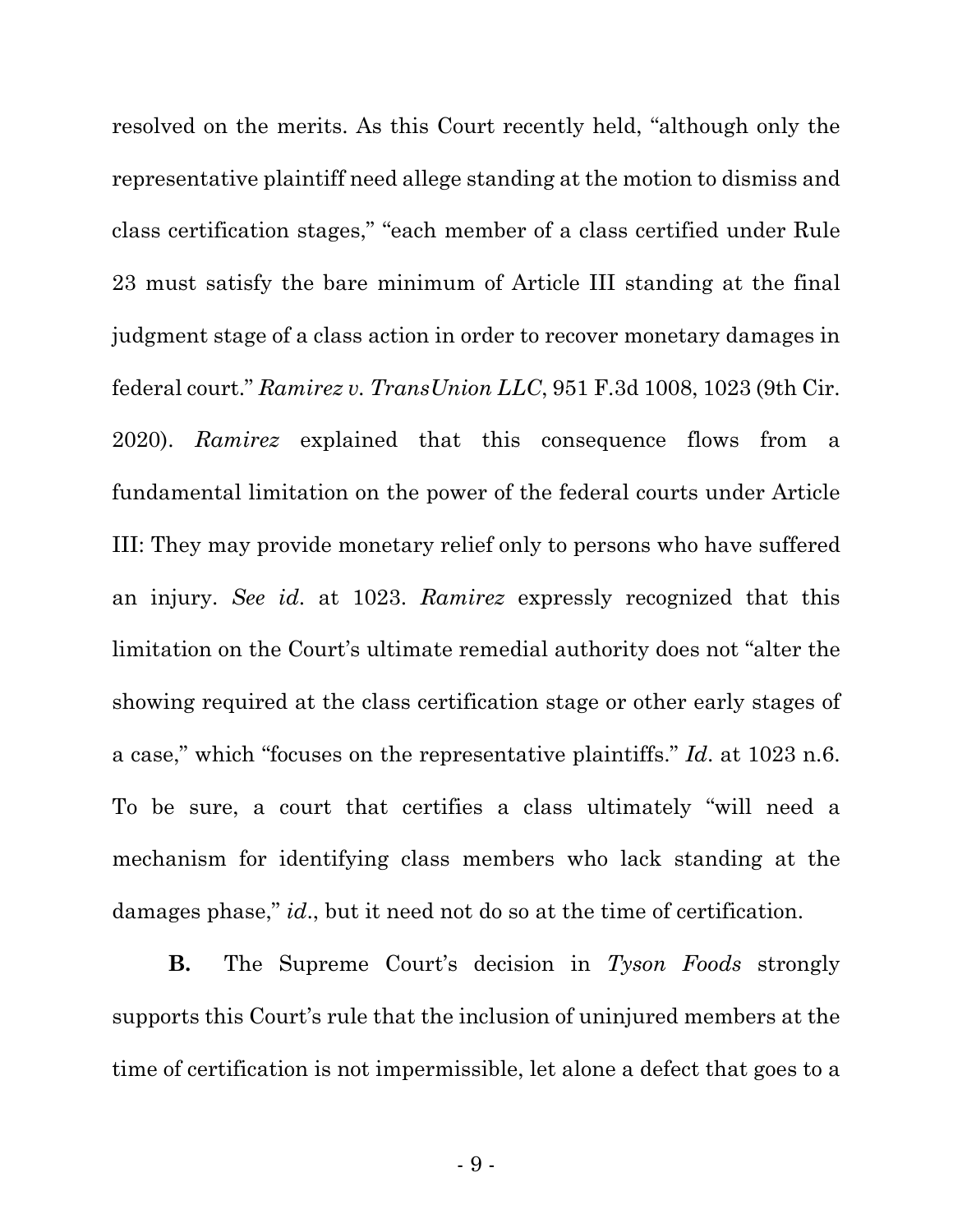resolved on the merits. As this Court recently held, "although only the representative plaintiff need allege standing at the motion to dismiss and class certification stages," "each member of a class certified under Rule 23 must satisfy the bare minimum of Article III standing at the final judgment stage of a class action in order to recover monetary damages in federal court." *Ramirez v. TransUnion LLC*, 951 F.3d 1008, 1023 (9th Cir. 2020). *Ramirez* explained that this consequence flows from a fundamental limitation on the power of the federal courts under Article III: They may provide monetary relief only to persons who have suffered an injury. *See id.* at 1023. *Ramirez* expressly recognized that this limitation on the Court's ultimate remedial authority does not "alter the showing required at the class certification stage or other early stages of a case," which "focuses on the representative plaintiffs." *Id.* at 1023 n.6. To be sure, a court that certifies a class ultimately "will need a mechanism for identifying class members who lack standing at the damages phase," *id.*, but it need not do so at the time of certification.

**B.** The Supreme Court's decision in *Tyson Foods* strongly supports this Court's rule that the inclusion of uninjured members at the time of certification is not impermissible, let alone a defect that goes to a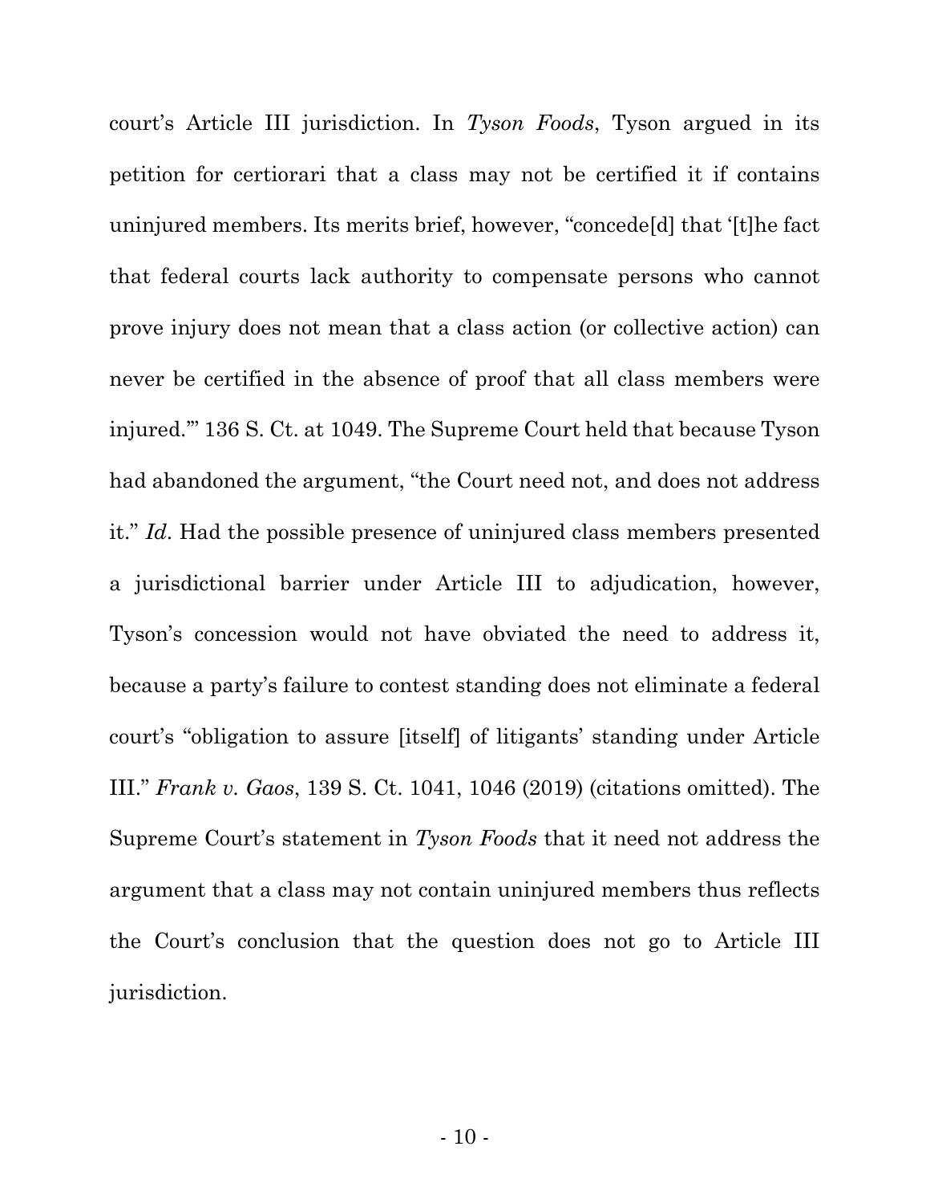court's Article III jurisdiction. In *Tyson Foods*, Tyson argued in its petition for certiorari that a class may not be certified it if contains uninjured members. Its merits brief, however, "concede[d] that '[t]he fact that federal courts lack authority to compensate persons who cannot prove injury does not mean that a class action (or collective action) can never be certified in the absence of proof that all class members were injured.'" 136 S. Ct. at 1049. The Supreme Court held that because Tyson had abandoned the argument, "the Court need not, and does not address it." *Id.* Had the possible presence of uninjured class members presented a jurisdictional barrier under Article III to adjudication, however, Tyson's concession would not have obviated the need to address it, because a party's failure to contest standing does not eliminate a federal court's "obligation to assure [itself] of litigants' standing under Article III." *Frank v. Gaos*, 139 S. Ct. 1041, 1046 (2019) (citations omitted). The Supreme Court's statement in *Tyson Foods* that it need not address the argument that a class may not contain uninjured members thus reflects the Court's conclusion that the question does not go to Article III jurisdiction.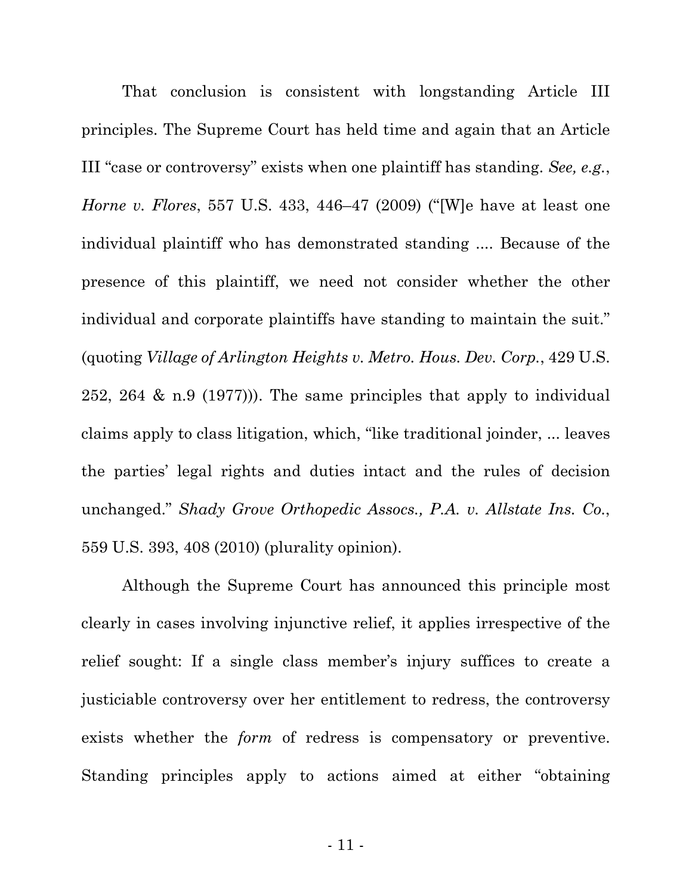That conclusion is consistent with longstanding Article III principles. The Supreme Court has held time and again that an Article III "case or controversy" exists when one plaintiff has standing. *See, e.g.*, *Horne v. Flores*, 557 U.S. 433, 446–47 (2009) ("[W]e have at least one individual plaintiff who has demonstrated standing .... Because of the presence of this plaintiff, we need not consider whether the other individual and corporate plaintiffs have standing to maintain the suit." (quoting *Village of Arlington Heights v. Metro. Hous. Dev. Corp.*, 429 U.S. 252, 264 & n.9 (1977))). The same principles that apply to individual claims apply to class litigation, which, "like traditional joinder, ... leaves the parties' legal rights and duties intact and the rules of decision unchanged." *Shady Grove Orthopedic Assocs., P.A. v. Allstate Ins. Co.*, 559 U.S. 393, 408 (2010) (plurality opinion).

Although the Supreme Court has announced this principle most clearly in cases involving injunctive relief, it applies irrespective of the relief sought: If a single class member's injury suffices to create a justiciable controversy over her entitlement to redress, the controversy exists whether the *form* of redress is compensatory or preventive. Standing principles apply to actions aimed at either "obtaining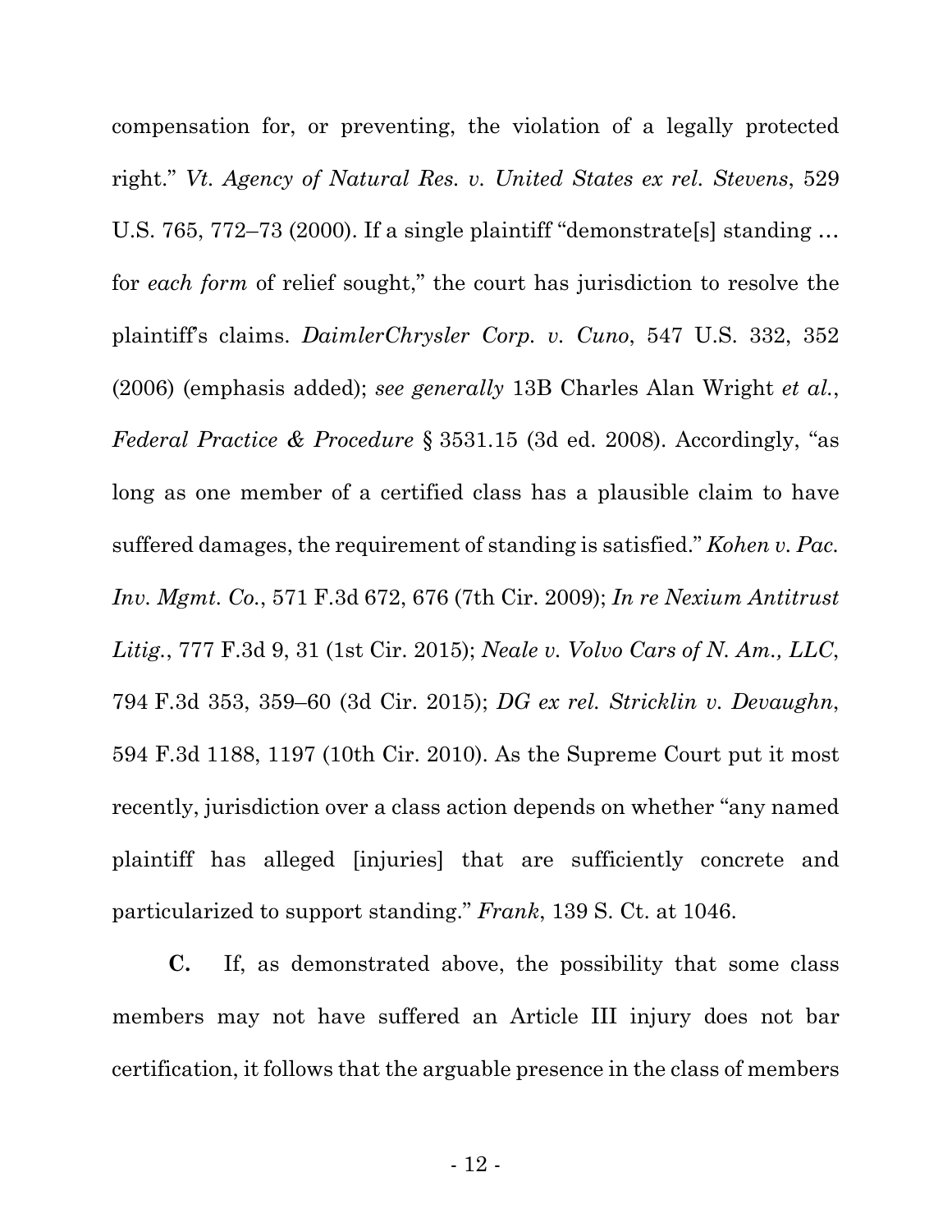compensation for, or preventing, the violation of a legally protected right." *Vt. Agency of Natural Res. v. United States ex rel. Stevens*, 529 U.S. 765, 772–73 (2000). If a single plaintiff "demonstrate[s] standing … for *each form* of relief sought," the court has jurisdiction to resolve the plaintiff's claims. *DaimlerChrysler Corp. v. Cuno*, 547 U.S. 332, 352 (2006) (emphasis added); *see generally* 13B Charles Alan Wright *et al.*, *Federal Practice & Procedure* § 3531.15 (3d ed. 2008). Accordingly, "as long as one member of a certified class has a plausible claim to have suffered damages, the requirement of standing is satisfied." *Kohen v. Pac. Inv. Mgmt. Co.*, 571 F.3d 672, 676 (7th Cir. 2009); *In re Nexium Antitrust Litig.*, 777 F.3d 9, 31 (1st Cir. 2015); *Neale v. Volvo Cars of N. Am., LLC*, 794 F.3d 353, 359–60 (3d Cir. 2015); *DG ex rel. Stricklin v. Devaughn*, 594 F.3d 1188, 1197 (10th Cir. 2010). As the Supreme Court put it most recently, jurisdiction over a class action depends on whether "any named plaintiff has alleged [injuries] that are sufficiently concrete and particularized to support standing." *Frank*, 139 S. Ct. at 1046.

**C.** If, as demonstrated above, the possibility that some class members may not have suffered an Article III injury does not bar certification, it follows that the arguable presence in the class of members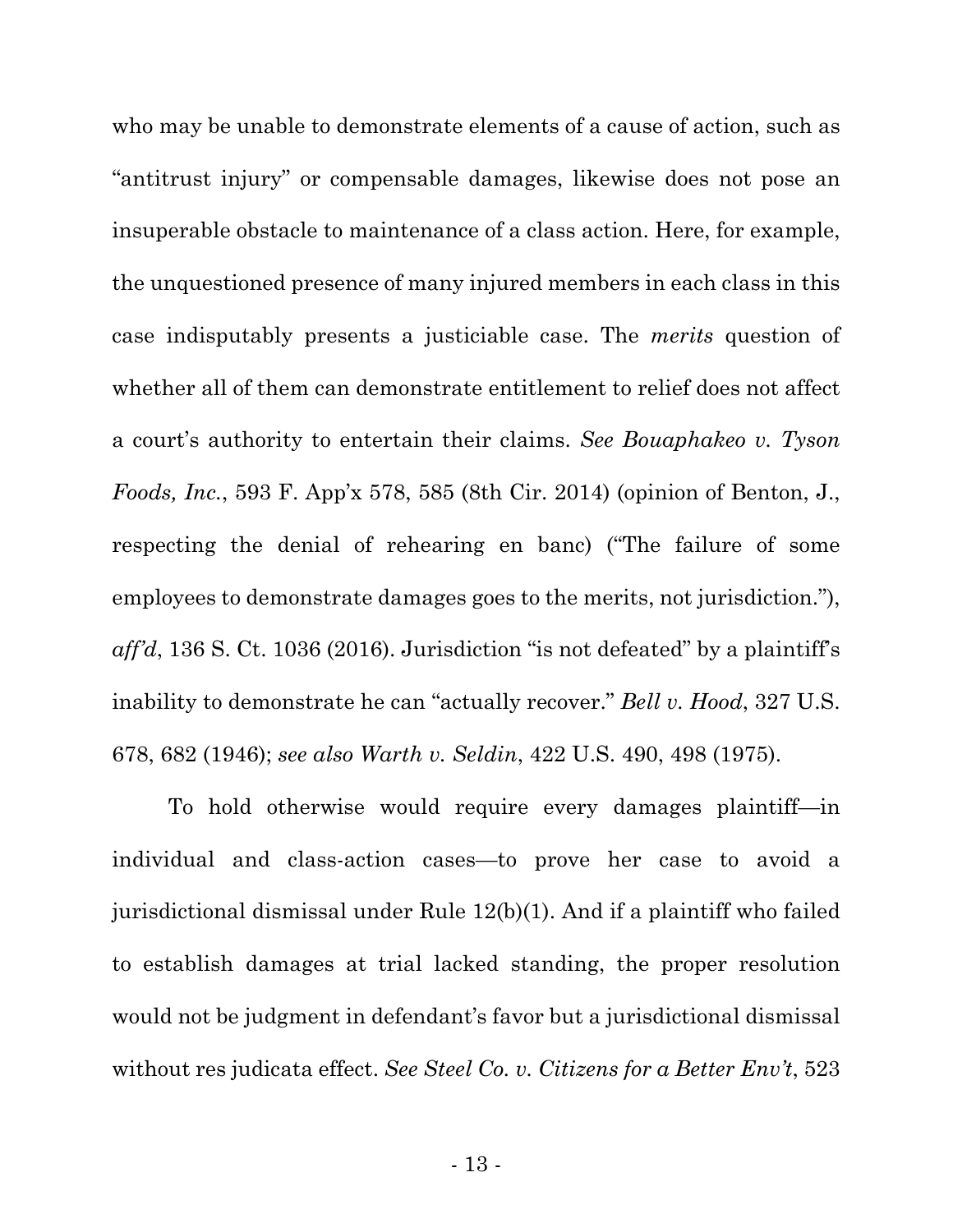who may be unable to demonstrate elements of a cause of action, such as "antitrust injury" or compensable damages, likewise does not pose an insuperable obstacle to maintenance of a class action. Here, for example, the unquestioned presence of many injured members in each class in this case indisputably presents a justiciable case. The *merits* question of whether all of them can demonstrate entitlement to relief does not affect a court's authority to entertain their claims. *See Bouaphakeo v. Tyson Foods, Inc.*, 593 F. App'x 578, 585 (8th Cir. 2014) (opinion of Benton, J., respecting the denial of rehearing en banc) ("The failure of some employees to demonstrate damages goes to the merits, not jurisdiction."), *aff'd*, 136 S. Ct. 1036 (2016). Jurisdiction "is not defeated" by a plaintiff's inability to demonstrate he can "actually recover." *Bell v. Hood*, 327 U.S. 678, 682 (1946); *see also Warth v. Seldin*, 422 U.S. 490, 498 (1975).

To hold otherwise would require every damages plaintiff—in individual and class-action cases—to prove her case to avoid a jurisdictional dismissal under Rule 12(b)(1). And if a plaintiff who failed to establish damages at trial lacked standing, the proper resolution would not be judgment in defendant's favor but a jurisdictional dismissal without res judicata effect. *See Steel Co. v. Citizens for a Better Env't*, 523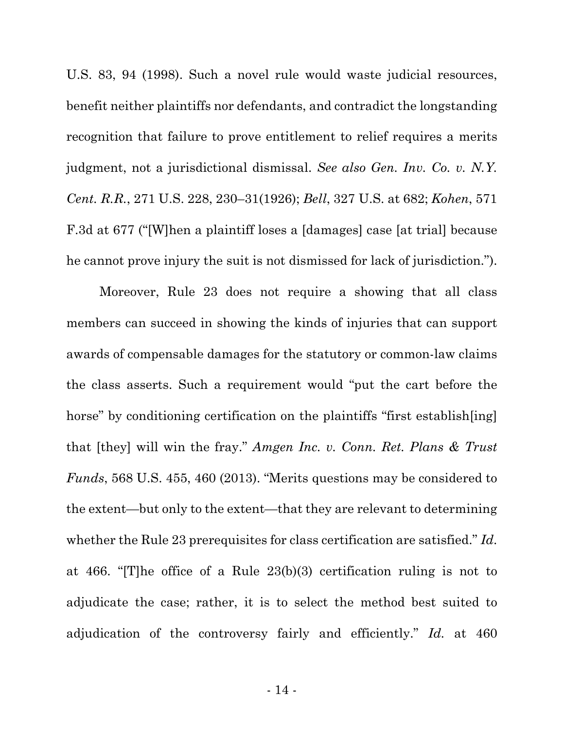U.S. 83, 94 (1998). Such a novel rule would waste judicial resources, benefit neither plaintiffs nor defendants, and contradict the longstanding recognition that failure to prove entitlement to relief requires a merits judgment, not a jurisdictional dismissal. *See also Gen. Inv. Co. v. N.Y. Cent. R.R.*, 271 U.S. 228, 230–31(1926); *Bell*, 327 U.S. at 682; *Kohen*, 571 F.3d at 677 ("[W]hen a plaintiff loses a [damages] case [at trial] because he cannot prove injury the suit is not dismissed for lack of jurisdiction.").

Moreover, Rule 23 does not require a showing that all class members can succeed in showing the kinds of injuries that can support awards of compensable damages for the statutory or common-law claims the class asserts. Such a requirement would "put the cart before the horse" by conditioning certification on the plaintiffs "first establish[ing] that [they] will win the fray." *Amgen Inc. v. Conn. Ret. Plans & Trust Funds*, 568 U.S. 455, 460 (2013). "Merits questions may be considered to the extent—but only to the extent—that they are relevant to determining whether the Rule 23 prerequisites for class certification are satisfied." *Id.* at 466. "[T]he office of a Rule 23(b)(3) certification ruling is not to adjudicate the case; rather, it is to select the method best suited to adjudication of the controversy fairly and efficiently." *Id.* at 460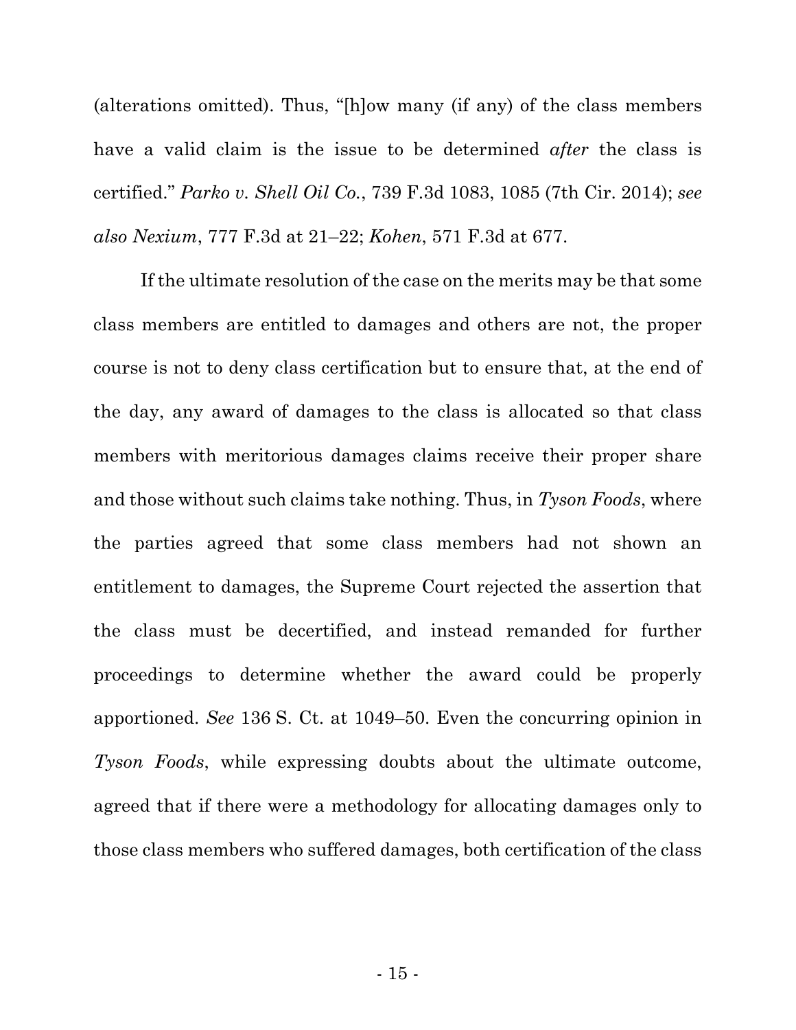(alterations omitted). Thus, "[h]ow many (if any) of the class members have a valid claim is the issue to be determined *after* the class is certified." *Parko v. Shell Oil Co.*, 739 F.3d 1083, 1085 (7th Cir. 2014); *see also Nexium*, 777 F.3d at 21–22; *Kohen*, 571 F.3d at 677.

If the ultimate resolution of the case on the merits may be that some class members are entitled to damages and others are not, the proper course is not to deny class certification but to ensure that, at the end of the day, any award of damages to the class is allocated so that class members with meritorious damages claims receive their proper share and those without such claims take nothing. Thus, in *Tyson Foods*, where the parties agreed that some class members had not shown an entitlement to damages, the Supreme Court rejected the assertion that the class must be decertified, and instead remanded for further proceedings to determine whether the award could be properly apportioned. *See* 136 S. Ct. at 1049–50. Even the concurring opinion in *Tyson Foods*, while expressing doubts about the ultimate outcome, agreed that if there were a methodology for allocating damages only to those class members who suffered damages, both certification of the class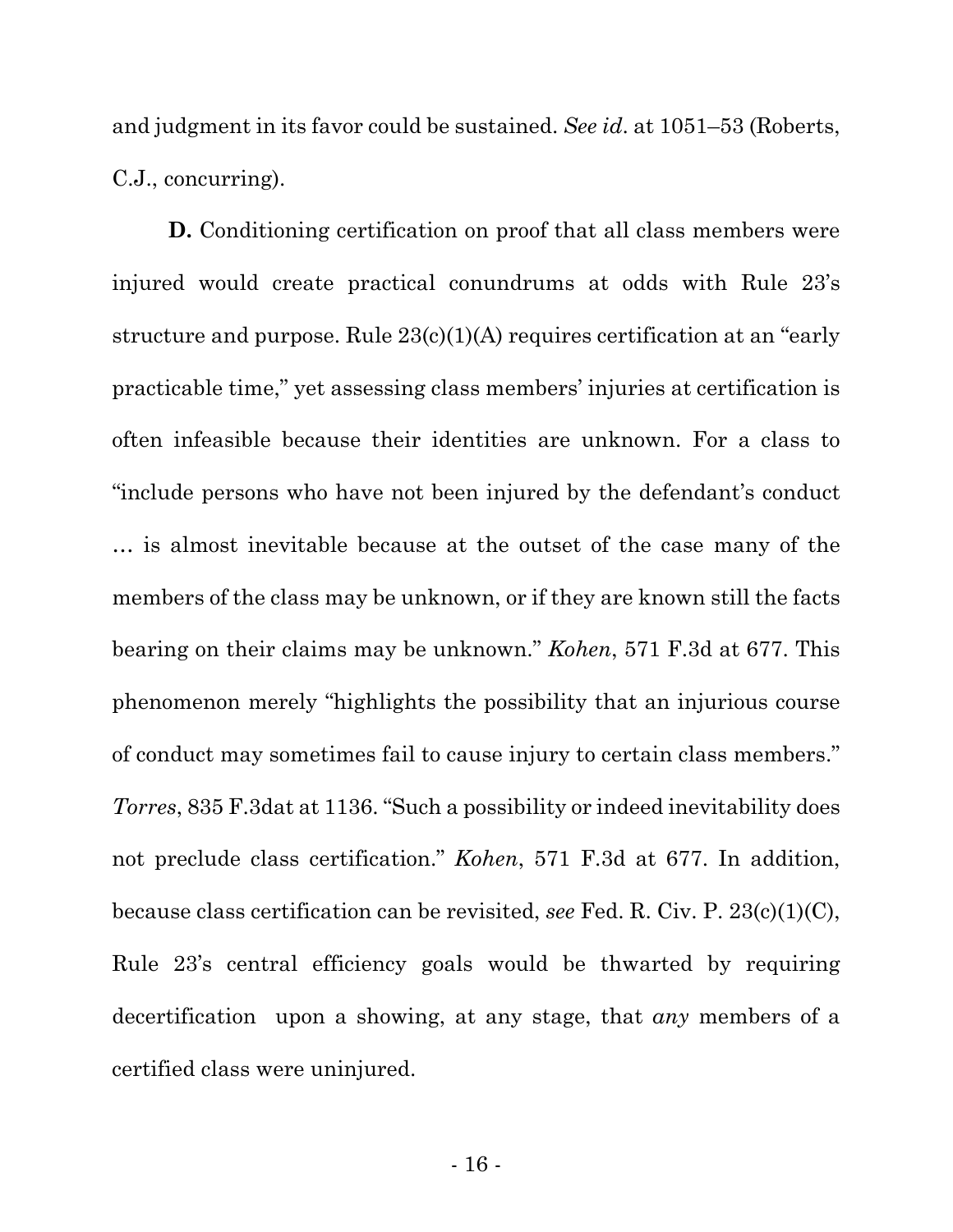and judgment in its favor could be sustained. *See id*. at 1051–53 (Roberts, C.J., concurring).

**D.** Conditioning certification on proof that all class members were injured would create practical conundrums at odds with Rule 23's structure and purpose. Rule 23(c)(1)(A) requires certification at an "early practicable time," yet assessing class members' injuries at certification is often infeasible because their identities are unknown. For a class to "include persons who have not been injured by the defendant's conduct … is almost inevitable because at the outset of the case many of the members of the class may be unknown, or if they are known still the facts bearing on their claims may be unknown." *Kohen*, 571 F.3d at 677. This phenomenon merely "highlights the possibility that an injurious course of conduct may sometimes fail to cause injury to certain class members." *Torres*, 835 F.3dat at 1136. "Such a possibility or indeed inevitability does not preclude class certification." *Kohen*, 571 F.3d at 677. In addition, because class certification can be revisited, *see* Fed. R. Civ. P. 23(c)(1)(C), Rule 23's central efficiency goals would be thwarted by requiring decertification upon a showing, at any stage, that *any* members of a certified class were uninjured.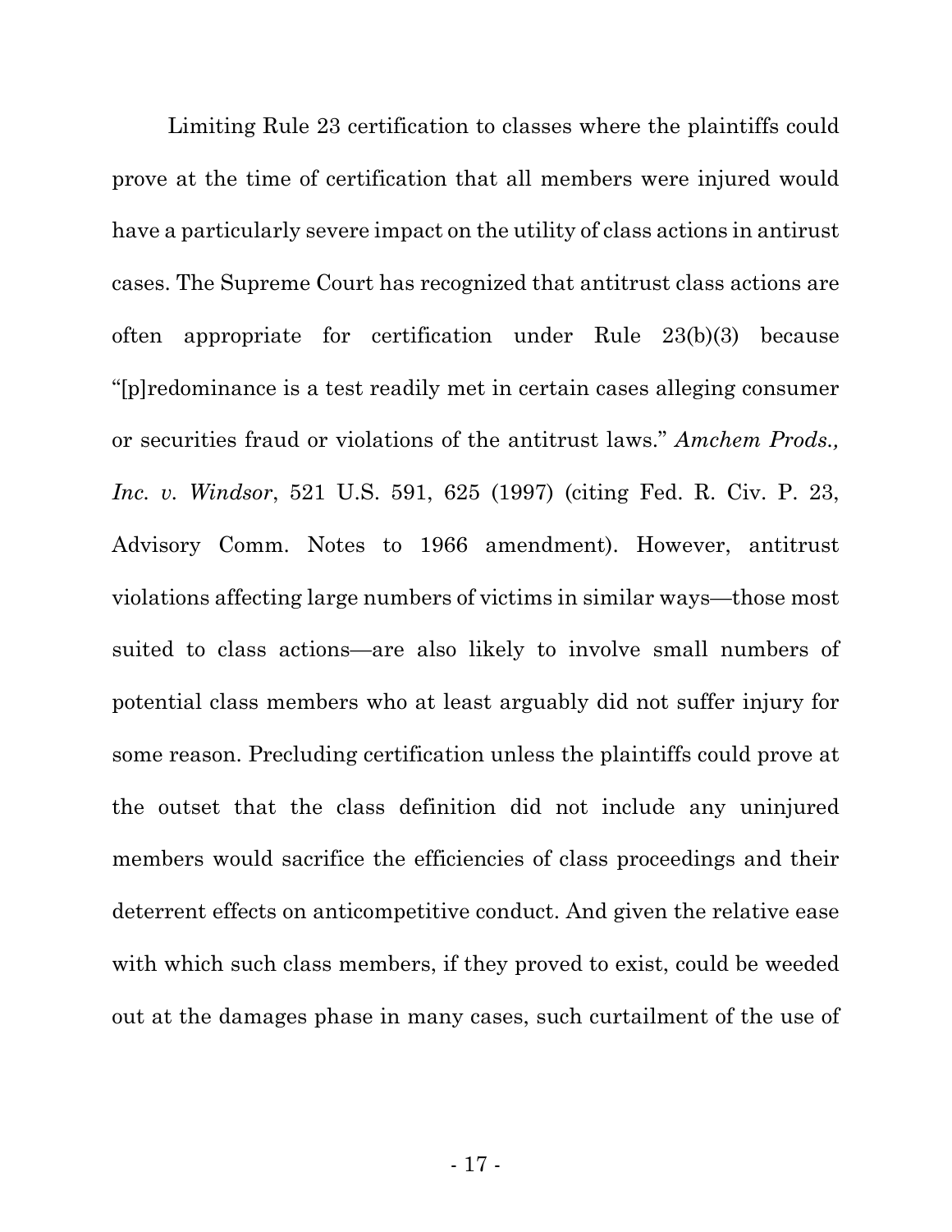Limiting Rule 23 certification to classes where the plaintiffs could prove at the time of certification that all members were injured would have a particularly severe impact on the utility of class actions in antirust cases. The Supreme Court has recognized that antitrust class actions are often appropriate for certification under Rule 23(b)(3) because "[p]redominance is a test readily met in certain cases alleging consumer or securities fraud or violations of the antitrust laws." *Amchem Prods., Inc. v. Windsor*, 521 U.S. 591, 625 (1997) (citing Fed. R. Civ. P. 23, Advisory Comm. Notes to 1966 amendment). However, antitrust violations affecting large numbers of victims in similar ways—those most suited to class actions—are also likely to involve small numbers of potential class members who at least arguably did not suffer injury for some reason. Precluding certification unless the plaintiffs could prove at the outset that the class definition did not include any uninjured members would sacrifice the efficiencies of class proceedings and their deterrent effects on anticompetitive conduct. And given the relative ease with which such class members, if they proved to exist, could be weeded out at the damages phase in many cases, such curtailment of the use of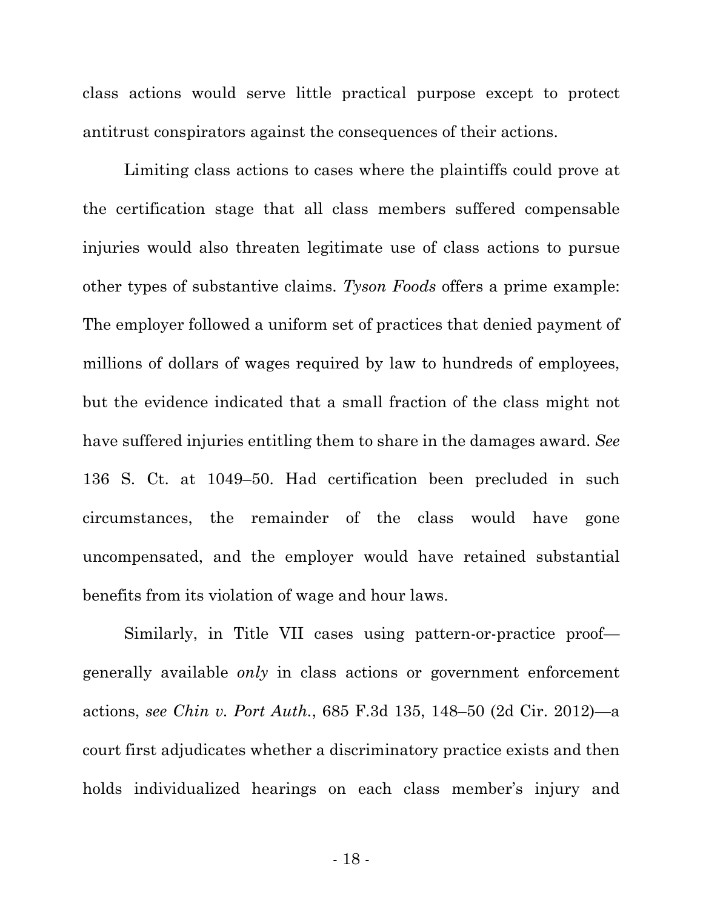class actions would serve little practical purpose except to protect antitrust conspirators against the consequences of their actions.

Limiting class actions to cases where the plaintiffs could prove at the certification stage that all class members suffered compensable injuries would also threaten legitimate use of class actions to pursue other types of substantive claims. *Tyson Foods* offers a prime example: The employer followed a uniform set of practices that denied payment of millions of dollars of wages required by law to hundreds of employees, but the evidence indicated that a small fraction of the class might not have suffered injuries entitling them to share in the damages award. *See* 136 S. Ct. at 1049–50. Had certification been precluded in such circumstances, the remainder of the class would have gone uncompensated, and the employer would have retained substantial benefits from its violation of wage and hour laws.

Similarly, in Title VII cases using pattern-or-practice proof—generally available *only* in class actions or government enforcement actions, *see Chin v. Port Auth.*, 685 F.3d 135, 148–50 (2d Cir. 2012)—a court first adjudicates whether a discriminatory practice exists and then holds individualized hearings on each class member's injury and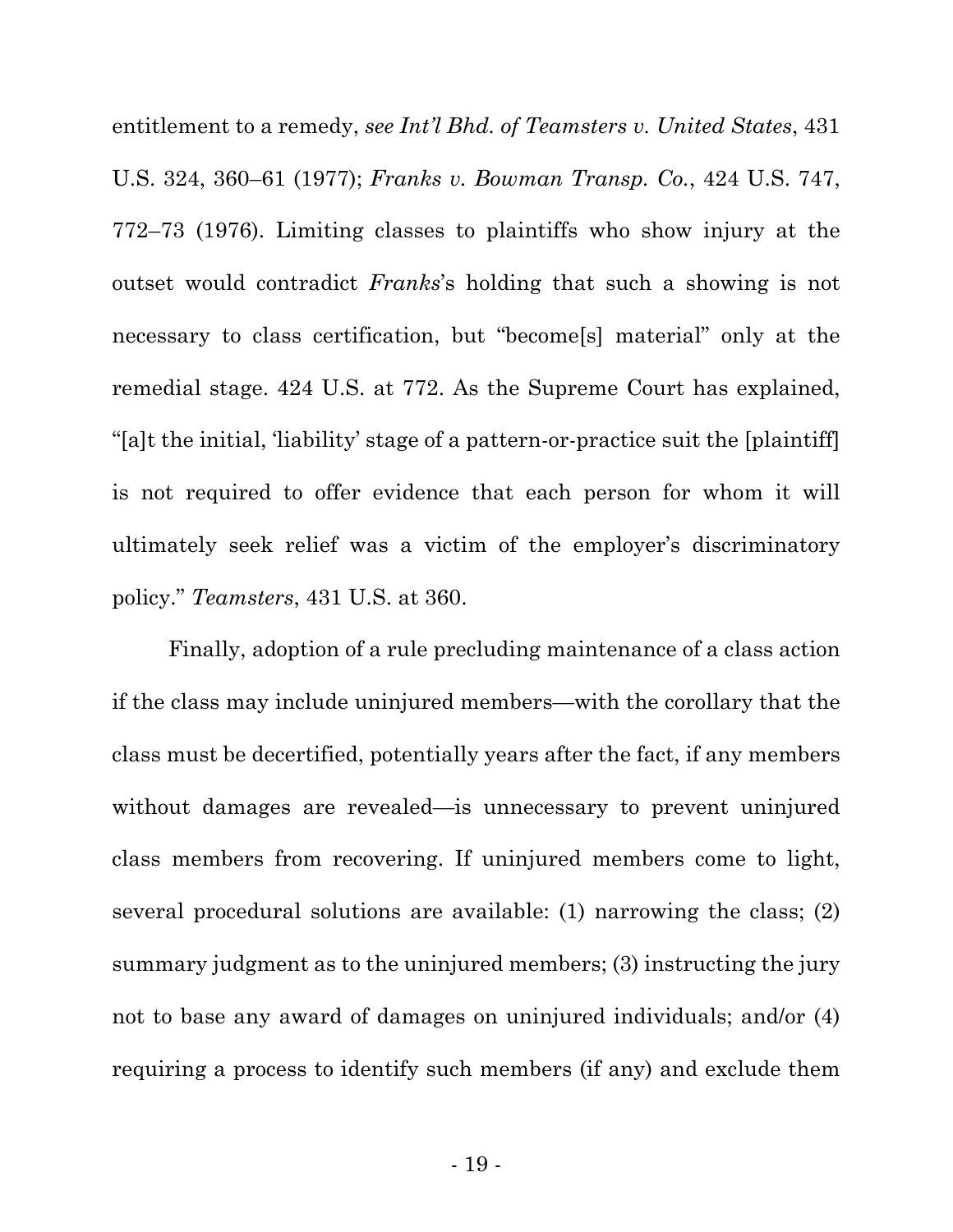entitlement to a remedy, *see Int'l Bhd. of Teamsters v. United States*, 431 U.S. 324, 360–61 (1977); *Franks v. Bowman Transp. Co.*, 424 U.S. 747, 772–73 (1976). Limiting classes to plaintiffs who show injury at the outset would contradict *Franks*'s holding that such a showing is not necessary to class certification, but "become[s] material" only at the remedial stage. 424 U.S. at 772. As the Supreme Court has explained, "[a]t the initial, 'liability' stage of a pattern-or-practice suit the [plaintiff] is not required to offer evidence that each person for whom it will ultimately seek relief was a victim of the employer's discriminatory policy." *Teamsters*, 431 U.S. at 360.

Finally, adoption of a rule precluding maintenance of a class action if the class may include uninjured members—with the corollary that the class must be decertified, potentially years after the fact, if any members without damages are revealed—is unnecessary to prevent uninjured class members from recovering. If uninjured members come to light, several procedural solutions are available: (1) narrowing the class; (2) summary judgment as to the uninjured members; (3) instructing the jury not to base any award of damages on uninjured individuals; and/or (4) requiring a process to identify such members (if any) and exclude them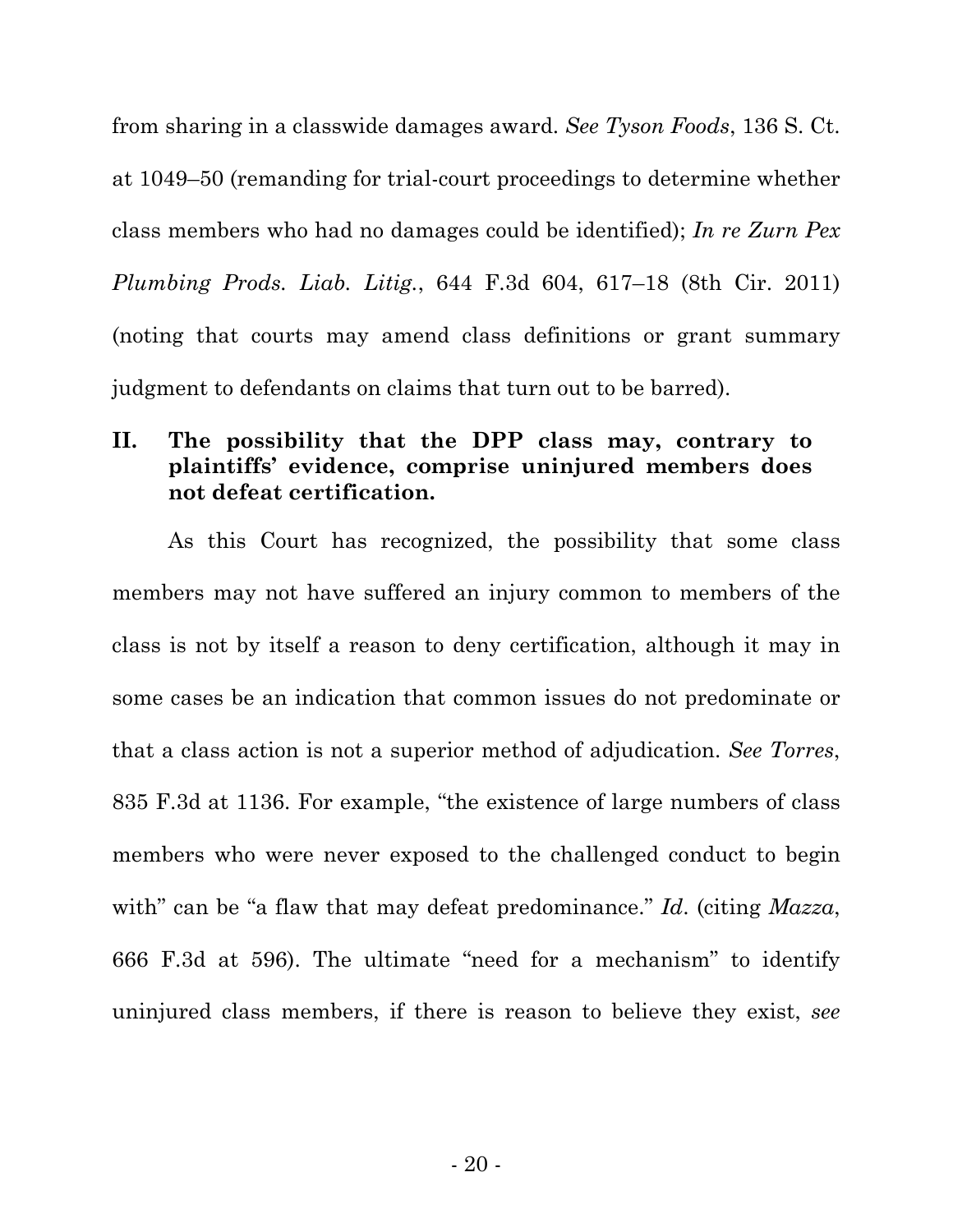from sharing in a classwide damages award. *See Tyson Foods*, 136 S. Ct. at 1049–50 (remanding for trial-court proceedings to determine whether class members who had no damages could be identified); *In re Zurn Pex Plumbing Prods. Liab. Litig.*, 644 F.3d 604, 617–18 (8th Cir. 2011) (noting that courts may amend class definitions or grant summary judgment to defendants on claims that turn out to be barred).

## II. The possibility that the DPP class may, contrary to plaintiffs' evidence, comprise uninjured members does not defeat certification.

As this Court has recognized, the possibility that some class members may not have suffered an injury common to members of the class is not by itself a reason to deny certification, although it may in some cases be an indication that common issues do not predominate or that a class action is not a superior method of adjudication. *See Torres*, 835 F.3d at 1136. For example, "the existence of large numbers of class members who were never exposed to the challenged conduct to begin with" can be "a flaw that may defeat predominance." *Id.* (citing *Mazza*, 666 F.3d at 596). The ultimate "need for a mechanism" to identify uninjured class members, if there is reason to believe they exist, *see*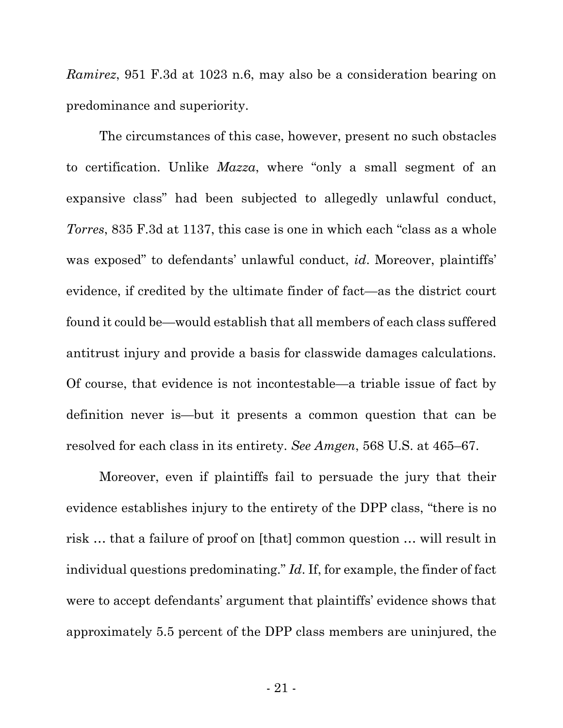*Ramirez*, 951 F.3d at 1023 n.6, may also be a consideration bearing on predominance and superiority.

The circumstances of this case, however, present no such obstacles to certification. Unlike *Mazza*, where "only a small segment of an expansive class" had been subjected to allegedly unlawful conduct, *Torres*, 835 F.3d at 1137, this case is one in which each "class as a whole was exposed" to defendants' unlawful conduct, *id*. Moreover, plaintiffs' evidence, if credited by the ultimate finder of fact—as the district court found it could be—would establish that all members of each class suffered antitrust injury and provide a basis for classwide damages calculations. Of course, that evidence is not incontestable—a triable issue of fact by definition never is—but it presents a common question that can be resolved for each class in its entirety. *See Amgen*, 568 U.S. at 465–67.

Moreover, even if plaintiffs fail to persuade the jury that their evidence establishes injury to the entirety of the DPP class, "there is no risk … that a failure of proof on [that] common question … will result in individual questions predominating." *Id*. If, for example, the finder of fact were to accept defendants' argument that plaintiffs' evidence shows that approximately 5.5 percent of the DPP class members are uninjured, the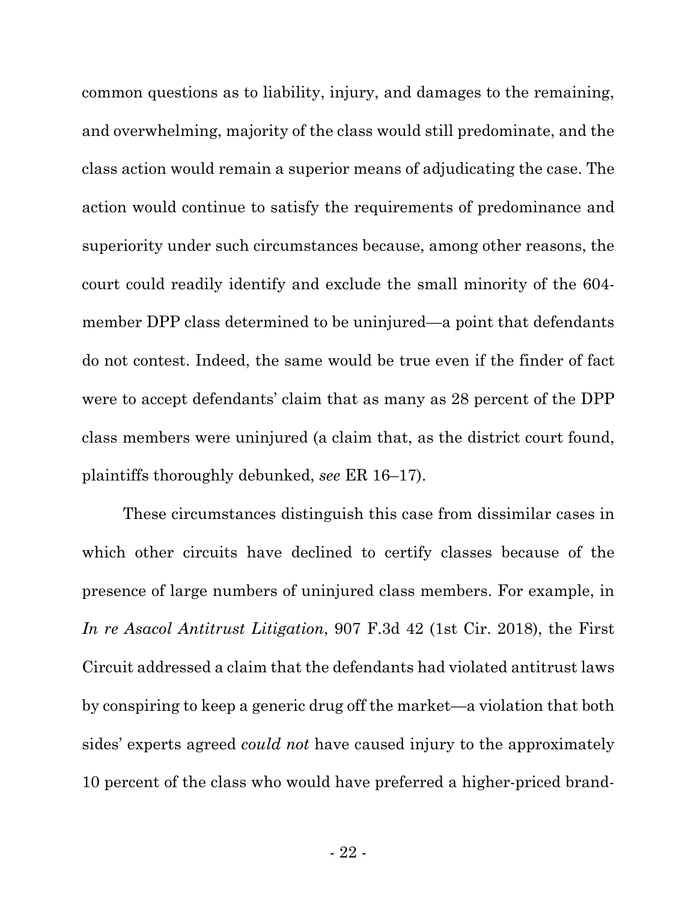common questions as to liability, injury, and damages to the remaining, and overwhelming, majority of the class would still predominate, and the class action would remain a superior means of adjudicating the case. The action would continue to satisfy the requirements of predominance and superiority under such circumstances because, among other reasons, the court could readily identify and exclude the small minority of the 604-member DPP class determined to be uninjured—a point that defendants do not contest. Indeed, the same would be true even if the finder of fact were to accept defendants' claim that as many as 28 percent of the DPP class members were uninjured (a claim that, as the district court found, plaintiffs thoroughly debunked, *see* ER 16–17).

These circumstances distinguish this case from dissimilar cases in which other circuits have declined to certify classes because of the presence of large numbers of uninjured class members. For example, in *In re Asacol Antitrust Litigation*, 907 F.3d 42 (1st Cir. 2018), the First Circuit addressed a claim that the defendants had violated antitrust laws by conspiring to keep a generic drug off the market—a violation that both sides' experts agreed *could not* have caused injury to the approximately 10 percent of the class who would have preferred a higher-priced brand-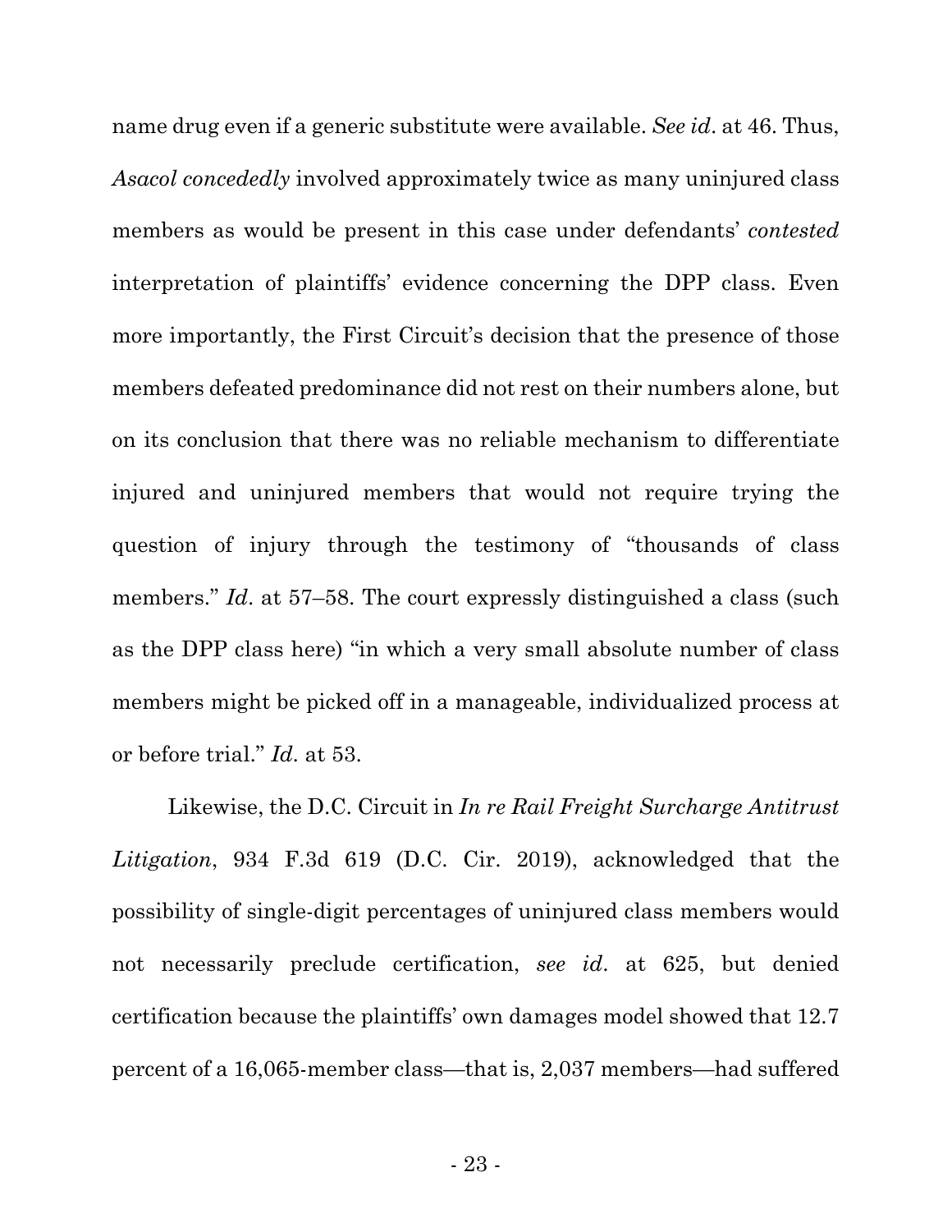name drug even if a generic substitute were available. *See id*. at 46. Thus, *Asacol concededly* involved approximately twice as many uninjured class members as would be present in this case under defendants' *contested* interpretation of plaintiffs' evidence concerning the DPP class. Even more importantly, the First Circuit's decision that the presence of those members defeated predominance did not rest on their numbers alone, but on its conclusion that there was no reliable mechanism to differentiate injured and uninjured members that would not require trying the question of injury through the testimony of "thousands of class members." *Id*. at 57–58. The court expressly distinguished a class (such as the DPP class here) "in which a very small absolute number of class members might be picked off in a manageable, individualized process at or before trial." *Id*. at 53.

Likewise, the D.C. Circuit in *In re Rail Freight Surcharge Antitrust Litigation*, 934 F.3d 619 (D.C. Cir. 2019), acknowledged that the possibility of single-digit percentages of uninjured class members would not necessarily preclude certification, *see id*. at 625, but denied certification because the plaintiffs' own damages model showed that 12.7 percent of a 16,065-member class—that is, 2,037 members—had suffered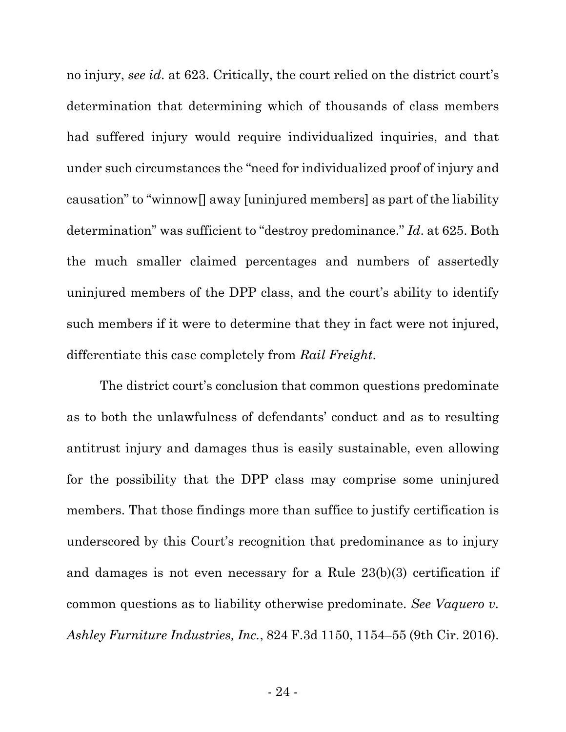no injury, *see id.* at 623. Critically, the court relied on the district court's determination that determining which of thousands of class members had suffered injury would require individualized inquiries, and that under such circumstances the "need for individualized proof of injury and causation" to "winnow[] away [uninjured members] as part of the liability determination" was sufficient to "destroy predominance." *Id.* at 625. Both the much smaller claimed percentages and numbers of assertedly uninjured members of the DPP class, and the court's ability to identify such members if it were to determine that they in fact were not injured, differentiate this case completely from *Rail Freight*.

The district court's conclusion that common questions predominate as to both the unlawfulness of defendants' conduct and as to resulting antitrust injury and damages thus is easily sustainable, even allowing for the possibility that the DPP class may comprise some uninjured members. That those findings more than suffice to justify certification is underscored by this Court's recognition that predominance as to injury and damages is not even necessary for a Rule 23(b)(3) certification if common questions as to liability otherwise predominate. *See Vaquero v. Ashley Furniture Industries, Inc.*, 824 F.3d 1150, 1154–55 (9th Cir. 2016).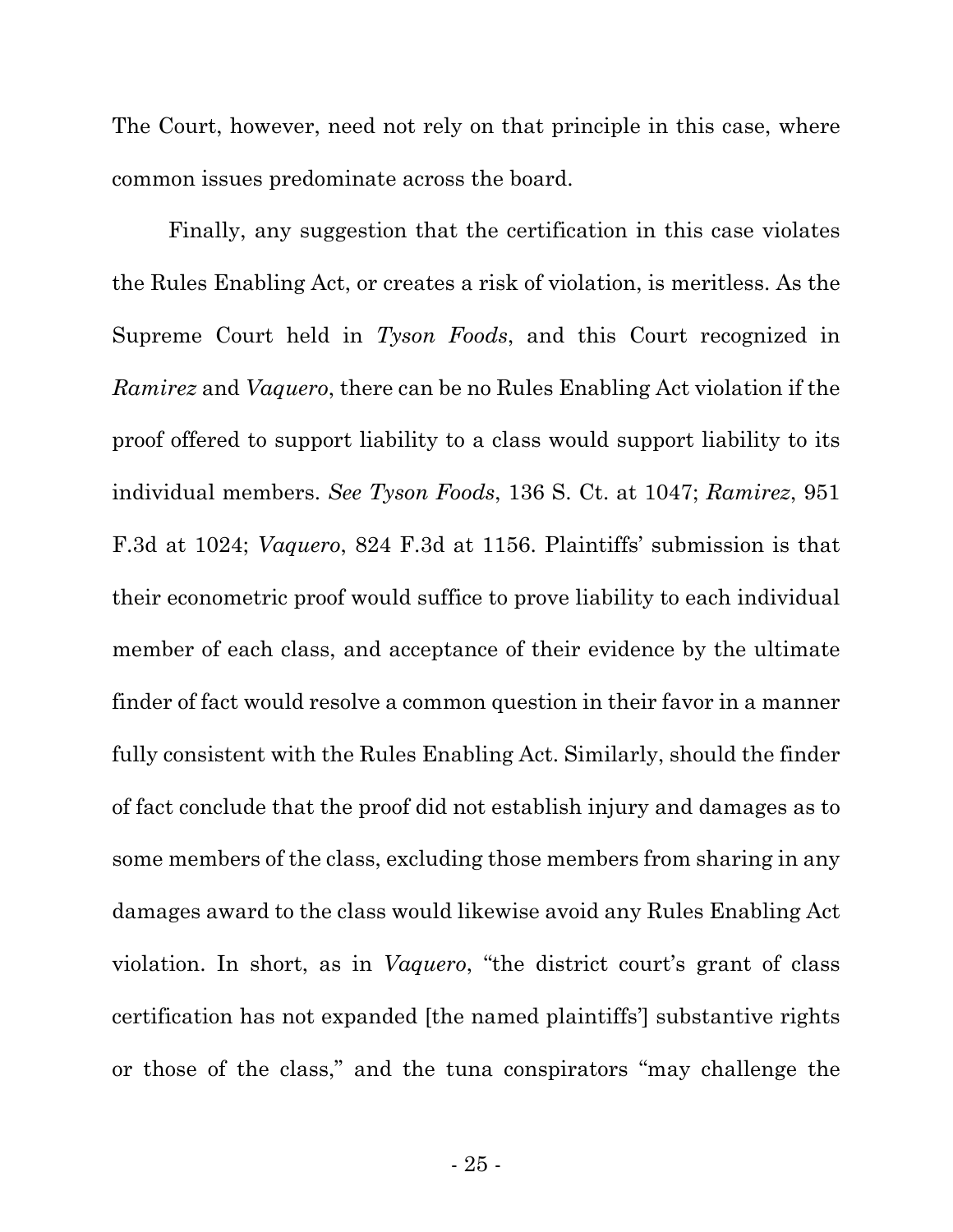The Court, however, need not rely on that principle in this case, where common issues predominate across the board.

Finally, any suggestion that the certification in this case violates the Rules Enabling Act, or creates a risk of violation, is meritless. As the Supreme Court held in *Tyson Foods*, and this Court recognized in *Ramirez* and *Vaquero*, there can be no Rules Enabling Act violation if the proof offered to support liability to a class would support liability to its individual members. *See Tyson Foods*, 136 S. Ct. at 1047; *Ramirez*, 951 F.3d at 1024; *Vaquero*, 824 F.3d at 1156. Plaintiffs' submission is that their econometric proof would suffice to prove liability to each individual member of each class, and acceptance of their evidence by the ultimate finder of fact would resolve a common question in their favor in a manner fully consistent with the Rules Enabling Act. Similarly, should the finder of fact conclude that the proof did not establish injury and damages as to some members of the class, excluding those members from sharing in any damages award to the class would likewise avoid any Rules Enabling Act violation. In short, as in *Vaquero*, "the district court's grant of class certification has not expanded [the named plaintiffs'] substantive rights or those of the class," and the tuna conspirators "may challenge the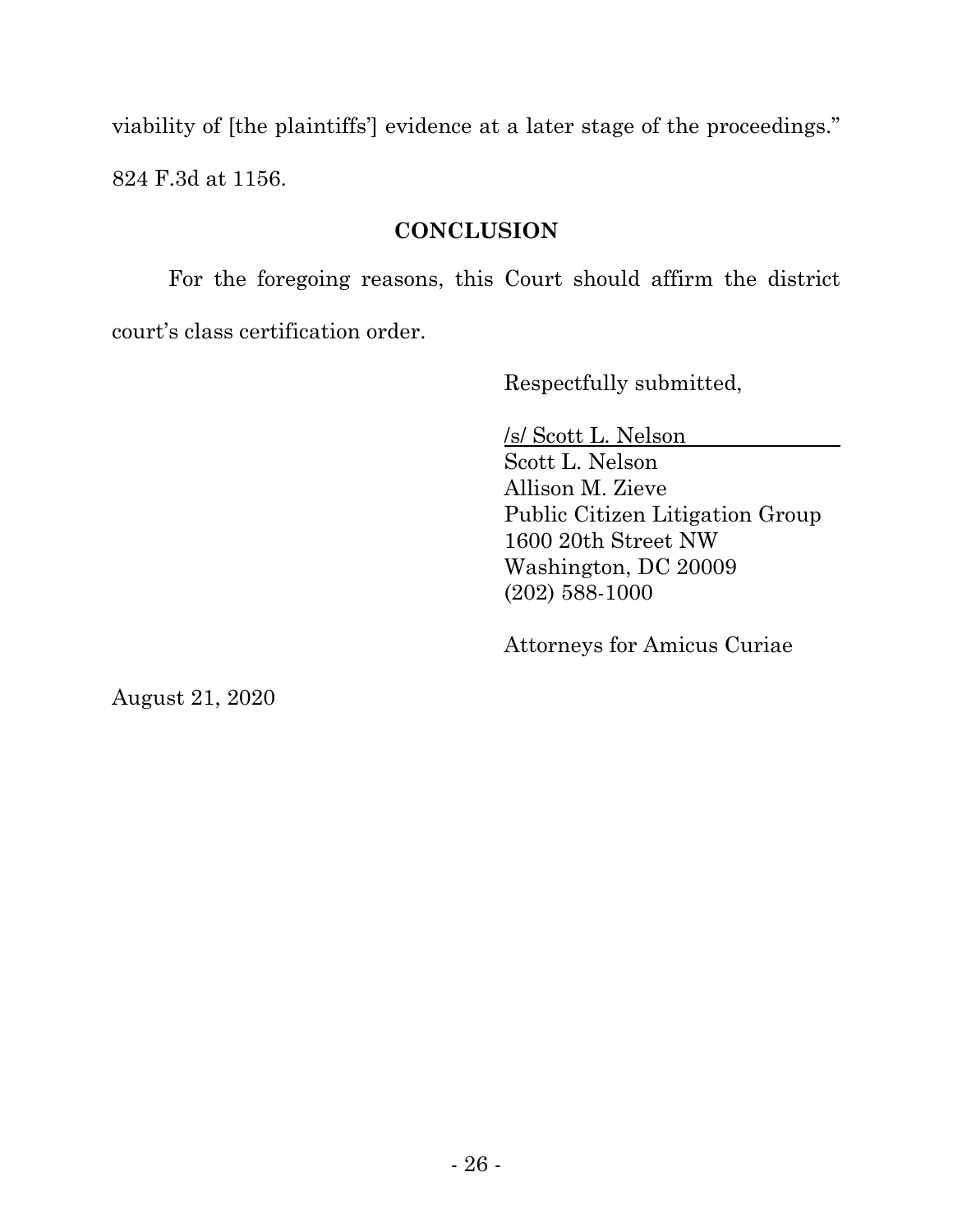viability of [the plaintiffs'] evidence at a later stage of the proceedings." 824 F.3d at 1156.

## CONCLUSION

For the foregoing reasons, this Court should affirm the district court's class certification order.

Respectfully submitted,

/s/ Scott L. Nelson
Scott L. Nelson
Allison M. Zieve
Public Citizen Litigation Group
1600 20th Street NW
Washington, DC 20009
(202) 588-1000

Attorneys for Amicus Curiae

August 21, 2020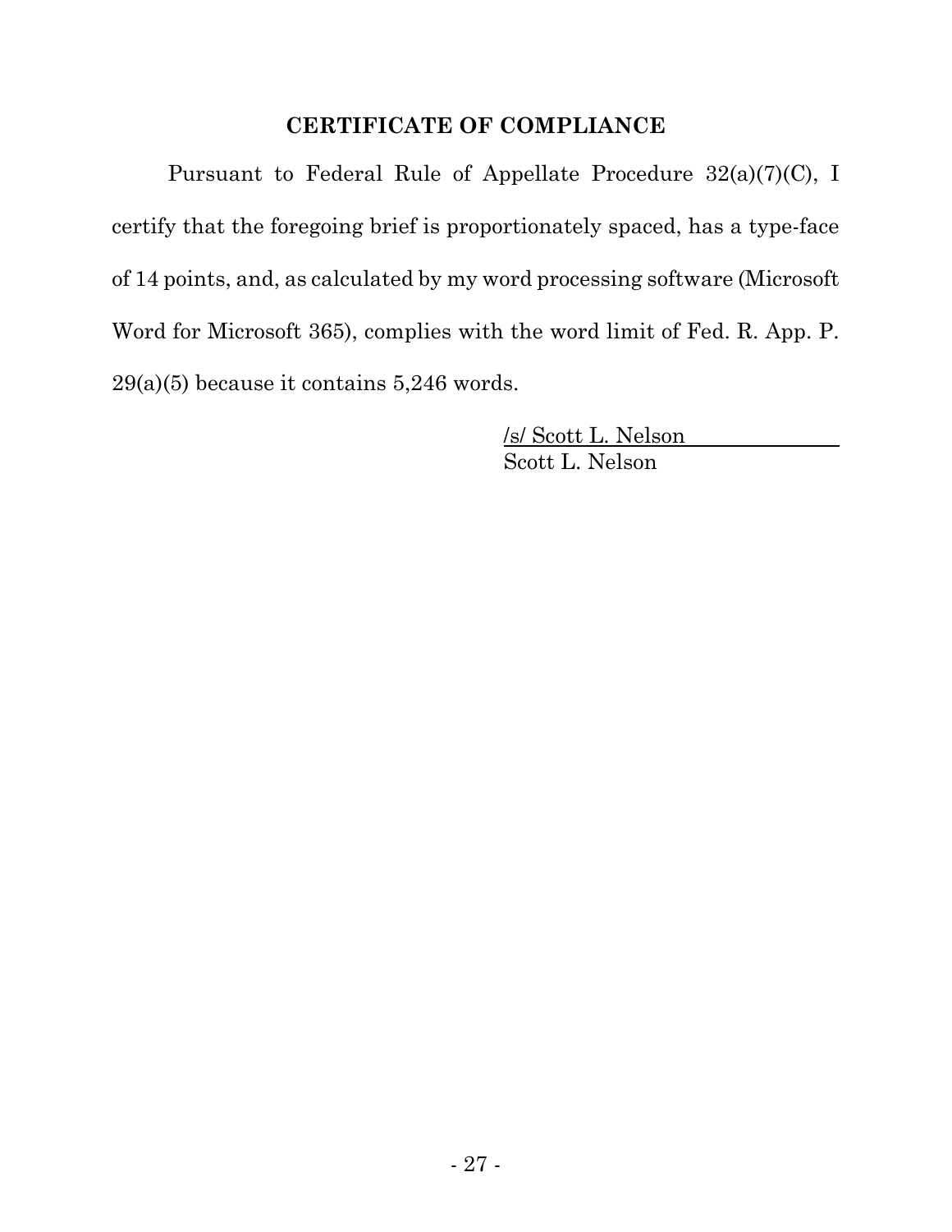## CERTIFICATE OF COMPLIANCE

Pursuant to Federal Rule of Appellate Procedure 32(a)(7)(C), I certify that the foregoing brief is proportionately spaced, has a type-face of 14 points, and, as calculated by my word processing software (Microsoft Word for Microsoft 365), complies with the word limit of Fed. R. App. P. 29(a)(5) because it contains 5,246 words.

/s/ Scott L. Nelson
Scott L. Nelson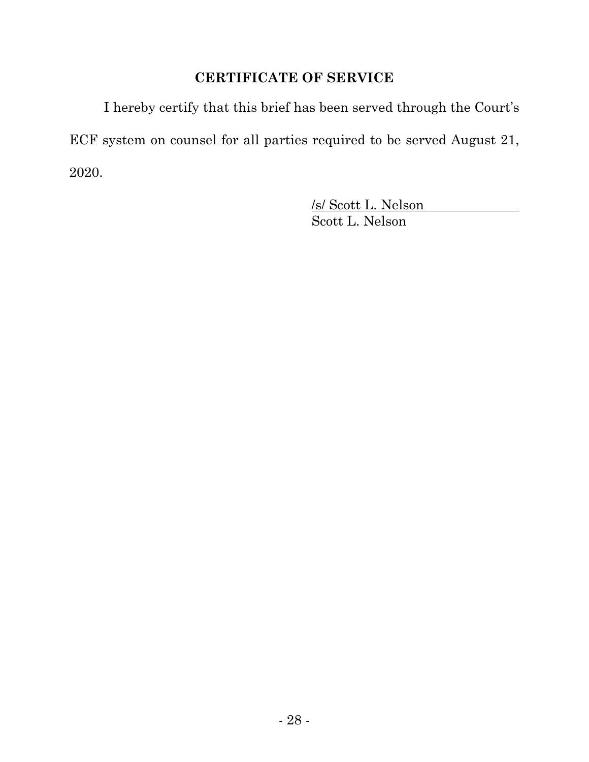## CERTIFICATE OF SERVICE

I hereby certify that this brief has been served through the Court's ECF system on counsel for all parties required to be served August 21, 2020.

/s/ Scott L. Nelson
Scott L. Nelson